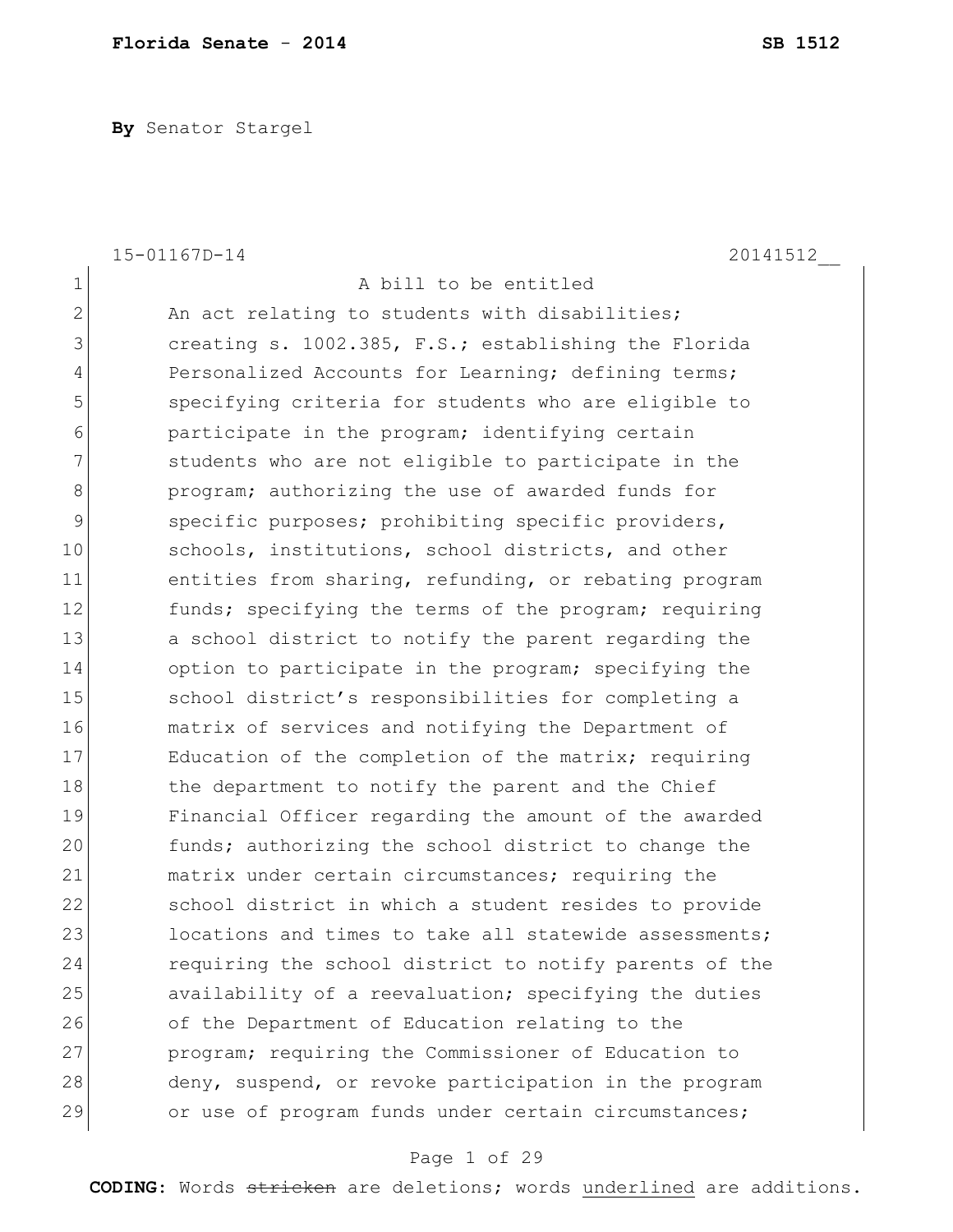By Senator Stargel

15-01167D-14 20141512__

A bill to be entitled

An act relating to students with disabilities; creating s. 1002.385, F.S.; establishing the Florida Personalized Accounts for Learning; defining terms; specifying criteria for students who are eligible to participate in the program; identifying certain students who are not eligible to participate in the program; authorizing the use of awarded funds for specific purposes; prohibiting specific providers, schools, institutions, school districts, and other entities from sharing, refunding, or rebating program funds; specifying the terms of the program; requiring a school district to notify the parent regarding the option to participate in the program; specifying the school district's responsibilities for completing a matrix of services and notifying the Department of Education of the completion of the matrix; requiring the department to notify the parent and the Chief Financial Officer regarding the amount of the awarded funds; authorizing the school district to change the matrix under certain circumstances; requiring the school district in which a student resides to provide locations and times to take all statewide assessments; requiring the school district to notify parents of the availability of a reevaluation; specifying the duties of the Department of Education relating to the program; requiring the Commissioner of Education to deny, suspend, or revoke participation in the program or use of program funds under certain circumstances;

CODING: Words ~~stricken~~ are deletions; words underlined are additions.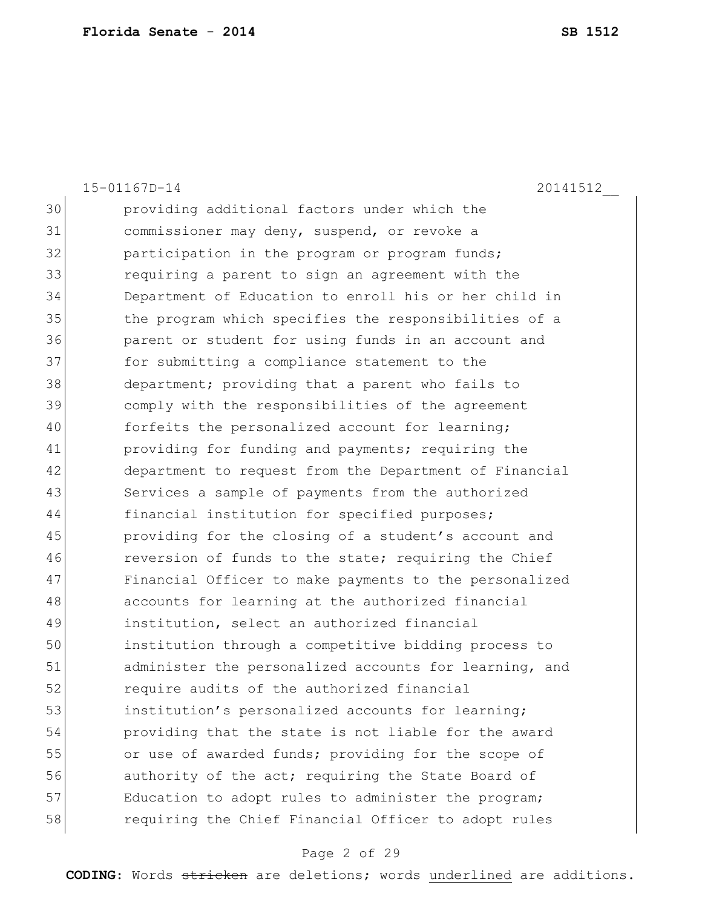providing additional factors under which the commissioner may deny, suspend, or revoke a participation in the program or program funds; requiring a parent to sign an agreement with the Department of Education to enroll his or her child in the program which specifies the responsibilities of a parent or student for using funds in an account and for submitting a compliance statement to the department; providing that a parent who fails to comply with the responsibilities of the agreement forfeits the personalized account for learning; providing for funding and payments; requiring the department to request from the Department of Financial Services a sample of payments from the authorized financial institution for specified purposes; providing for the closing of a student's account and reversion of funds to the state; requiring the Chief Financial Officer to make payments to the personalized accounts for learning at the authorized financial institution, select an authorized financial institution through a competitive bidding process to administer the personalized accounts for learning, and require audits of the authorized financial institution's personalized accounts for learning; providing that the state is not liable for the award or use of awarded funds; providing for the scope of authority of the act; requiring the State Board of Education to adopt rules to administer the program; requiring the Chief Financial Officer to adopt rules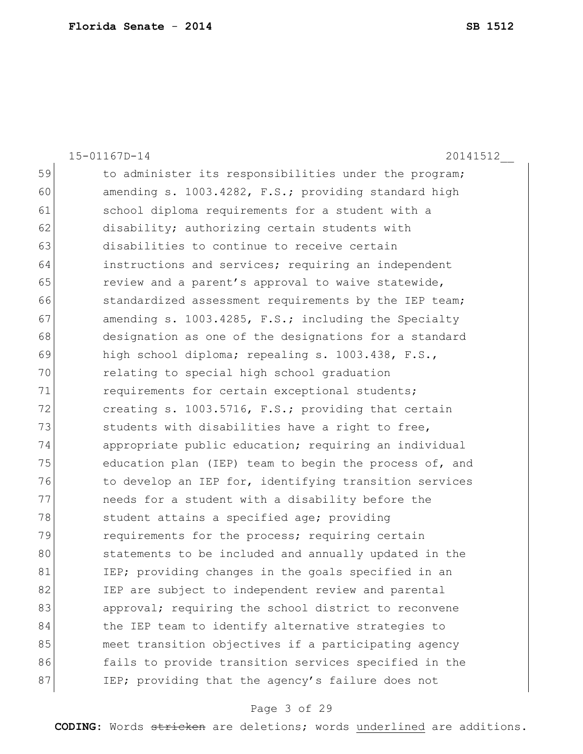15-01167D-14 20141512__

59 to administer its responsibilities under the program;
60 amending s. 1003.4282, F.S.; providing standard high
61 school diploma requirements for a student with a
62 disability; authorizing certain students with
63 disabilities to continue to receive certain
64 instructions and services; requiring an independent
65 review and a parent's approval to waive statewide,
66 standardized assessment requirements by the IEP team;
67 amending s. 1003.4285, F.S.; including the Specialty
68 designation as one of the designations for a standard
69 high school diploma; repealing s. 1003.438, F.S.,
70 relating to special high school graduation
71 requirements for certain exceptional students;
72 creating s. 1003.5716, F.S.; providing that certain
73 students with disabilities have a right to free,
74 appropriate public education; requiring an individual
75 education plan (IEP) team to begin the process of, and
76 to develop an IEP for, identifying transition services
77 needs for a student with a disability before the
78 student attains a specified age; providing
79 requirements for the process; requiring certain
80 statements to be included and annually updated in the
81 IEP; providing changes in the goals specified in an
82 IEP are subject to independent review and parental
83 approval; requiring the school district to reconvene
84 the IEP team to identify alternative strategies to
85 meet transition objectives if a participating agency
86 fails to provide transition services specified in the
87 IEP; providing that the agency's failure does not

**CODING:** Words ~~stricken~~ are deletions; words <u>underlined</u> are additions.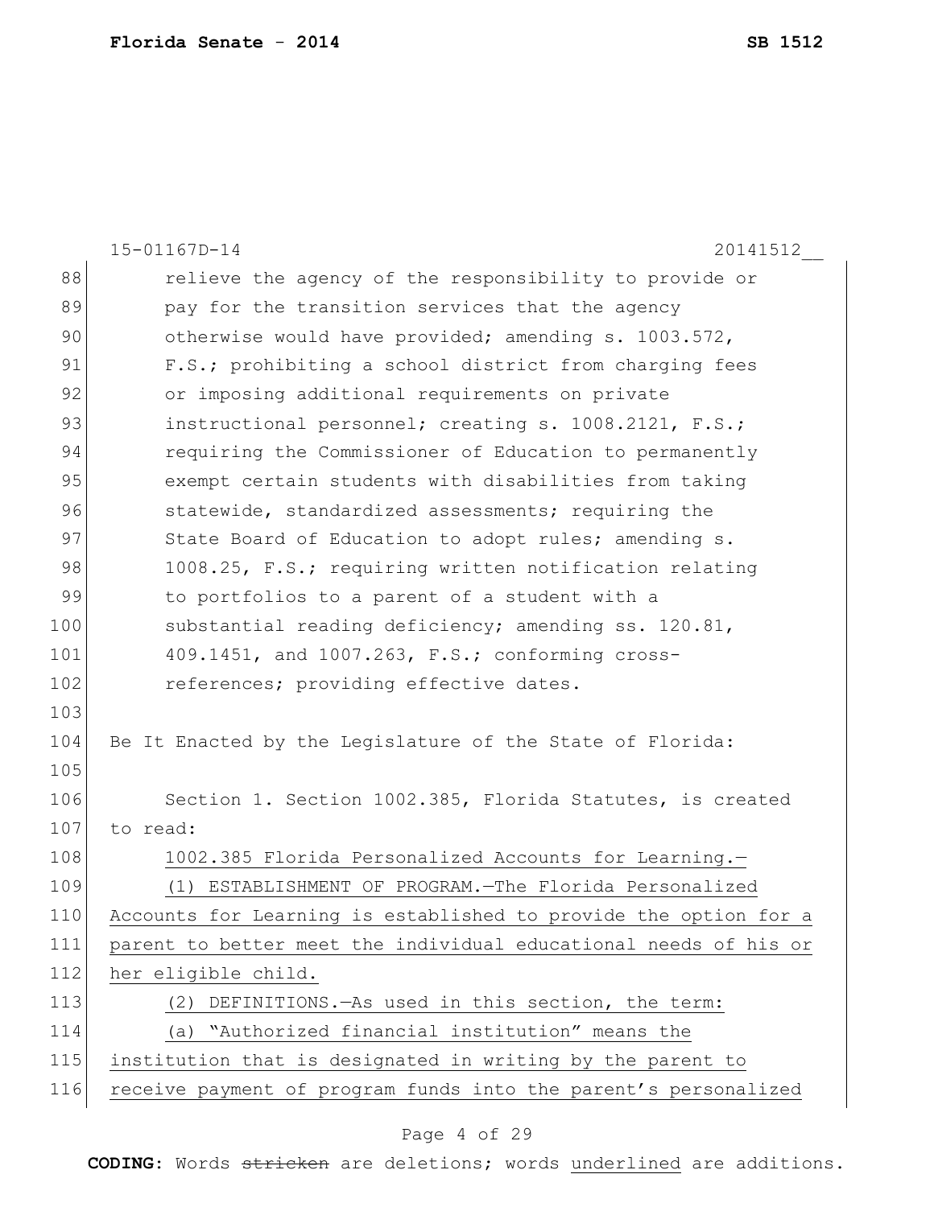relieve the agency of the responsibility to provide or pay for the transition services that the agency otherwise would have provided; amending s. 1003.572, F.S.; prohibiting a school district from charging fees or imposing additional requirements on private instructional personnel; creating s. 1008.2121, F.S.; requiring the Commissioner of Education to permanently exempt certain students with disabilities from taking statewide, standardized assessments; requiring the State Board of Education to adopt rules; amending s. 1008.25, F.S.; requiring written notification relating to portfolios to a parent of a student with a substantial reading deficiency; amending ss. 120.81, 409.1451, and 1007.263, F.S.; conforming cross-references; providing effective dates.

Be It Enacted by the Legislature of the State of Florida:

Section 1. Section 1002.385, Florida Statutes, is created to read:

<u>1002.385 Florida Personalized Accounts for Learning.—</u>

<u>(1) ESTABLISHMENT OF PROGRAM.—The Florida Personalized Accounts for Learning is established to provide the option for a parent to better meet the individual educational needs of his or her eligible child.</u>

<u>(2) DEFINITIONS.—As used in this section, the term:</u>

<u>(a) "Authorized financial institution" means the institution that is designated in writing by the parent to receive payment of program funds into the parent's personalized</u>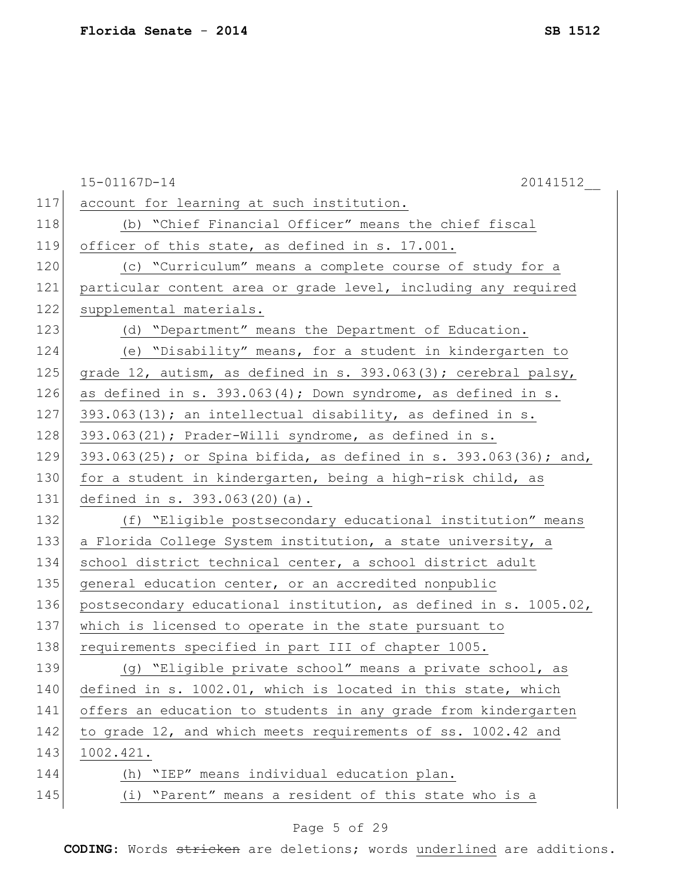account for learning at such institution.

(b) "Chief Financial Officer" means the chief fiscal officer of this state, as defined in s. 17.001.

(c) "Curriculum" means a complete course of study for a particular content area or grade level, including any required supplemental materials.

(d) "Department" means the Department of Education.

(e) "Disability" means, for a student in kindergarten to grade 12, autism, as defined in s. 393.063(3); cerebral palsy, as defined in s. 393.063(4); Down syndrome, as defined in s. 393.063(13); an intellectual disability, as defined in s. 393.063(21); Prader-Willi syndrome, as defined in s. 393.063(25); or Spina bifida, as defined in s. 393.063(36); and, for a student in kindergarten, being a high-risk child, as defined in s. 393.063(20)(a).

(f) "Eligible postsecondary educational institution" means a Florida College System institution, a state university, a school district technical center, a school district adult general education center, or an accredited nonpublic postsecondary educational institution, as defined in s. 1005.02, which is licensed to operate in the state pursuant to requirements specified in part III of chapter 1005.

(g) "Eligible private school" means a private school, as defined in s. 1002.01, which is located in this state, which offers an education to students in any grade from kindergarten to grade 12, and which meets requirements of ss. 1002.42 and 1002.421.

(h) "IEP" means individual education plan.

(i) "Parent" means a resident of this state who is a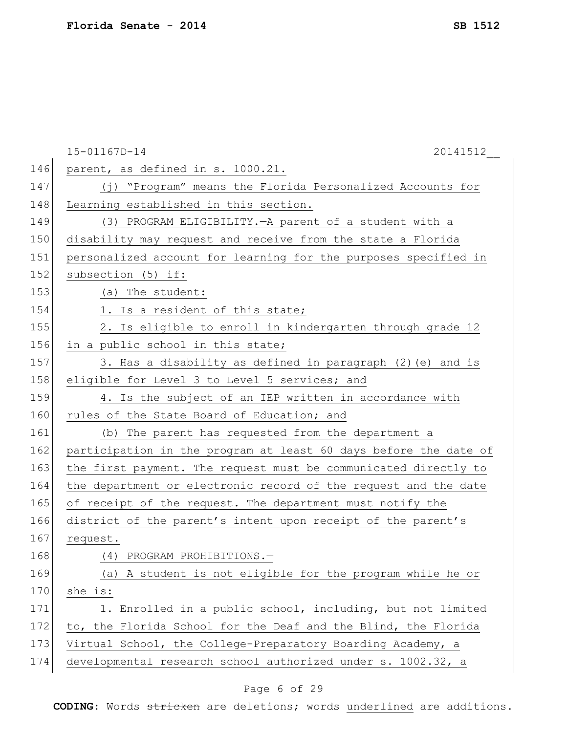parent, as defined in s. 1000.21.

(j) "Program" means the Florida Personalized Accounts for Learning established in this section.

(3) PROGRAM ELIGIBILITY.—A parent of a student with a disability may request and receive from the state a Florida personalized account for learning for the purposes specified in subsection (5) if:

(a) The student:

1. Is a resident of this state;

2. Is eligible to enroll in kindergarten through grade 12 in a public school in this state;

3. Has a disability as defined in paragraph (2)(e) and is eligible for Level 3 to Level 5 services; and

4. Is the subject of an IEP written in accordance with rules of the State Board of Education; and

(b) The parent has requested from the department a participation in the program at least 60 days before the date of the first payment. The request must be communicated directly to the department or electronic record of the request and the date of receipt of the request. The department must notify the district of the parent's intent upon receipt of the parent's request.

(4) PROGRAM PROHIBITIONS.—

(a) A student is not eligible for the program while he or she is:

1. Enrolled in a public school, including, but not limited to, the Florida School for the Deaf and the Blind, the Florida Virtual School, the College-Preparatory Boarding Academy, a developmental research school authorized under s. 1002.32, a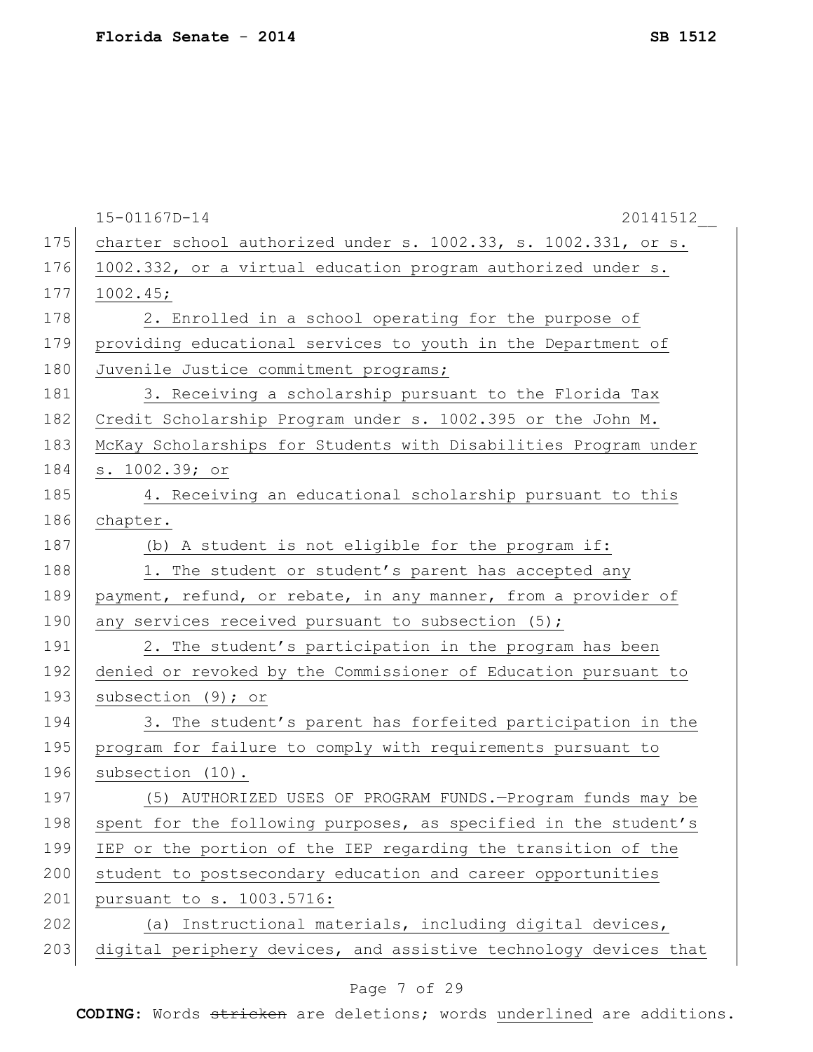charter school authorized under s. 1002.33, s. 1002.331, or s. 1002.332, or a virtual education program authorized under s. 1002.45;

2. Enrolled in a school operating for the purpose of providing educational services to youth in the Department of Juvenile Justice commitment programs;

3. Receiving a scholarship pursuant to the Florida Tax Credit Scholarship Program under s. 1002.395 or the John M. McKay Scholarships for Students with Disabilities Program under s. 1002.39; or

4. Receiving an educational scholarship pursuant to this chapter.

(b) A student is not eligible for the program if:

1. The student or student's parent has accepted any payment, refund, or rebate, in any manner, from a provider of any services received pursuant to subsection (5);

2. The student's participation in the program has been denied or revoked by the Commissioner of Education pursuant to subsection (9); or

3. The student's parent has forfeited participation in the program for failure to comply with requirements pursuant to subsection (10).

(5) AUTHORIZED USES OF PROGRAM FUNDS.—Program funds may be spent for the following purposes, as specified in the student's IEP or the portion of the IEP regarding the transition of the student to postsecondary education and career opportunities pursuant to s. 1003.5716:

(a) Instructional materials, including digital devices, digital periphery devices, and assistive technology devices that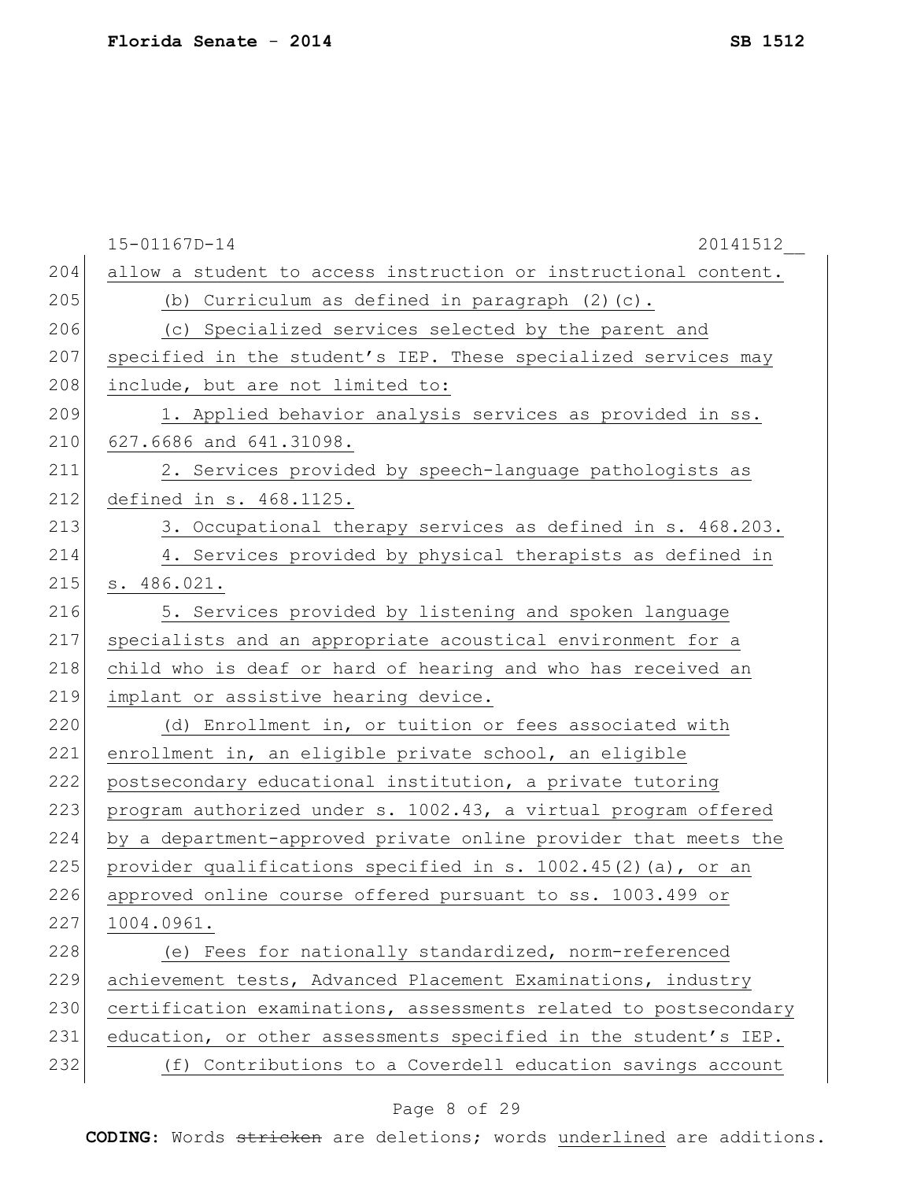allow a student to access instruction or instructional content.

(b) Curriculum as defined in paragraph (2)(c).

(c) Specialized services selected by the parent and specified in the student's IEP. These specialized services may include, but are not limited to:

1. Applied behavior analysis services as provided in ss. 627.6686 and 641.31098.

2. Services provided by speech-language pathologists as defined in s. 468.1125.

3. Occupational therapy services as defined in s. 468.203.

4. Services provided by physical therapists as defined in s. 486.021.

5. Services provided by listening and spoken language specialists and an appropriate acoustical environment for a child who is deaf or hard of hearing and who has received an implant or assistive hearing device.

(d) Enrollment in, or tuition or fees associated with enrollment in, an eligible private school, an eligible postsecondary educational institution, a private tutoring program authorized under s. 1002.43, a virtual program offered by a department-approved private online provider that meets the provider qualifications specified in s. 1002.45(2)(a), or an approved online course offered pursuant to ss. 1003.499 or 1004.0961.

(e) Fees for nationally standardized, norm-referenced achievement tests, Advanced Placement Examinations, industry certification examinations, assessments related to postsecondary education, or other assessments specified in the student's IEP.

(f) Contributions to a Coverdell education savings account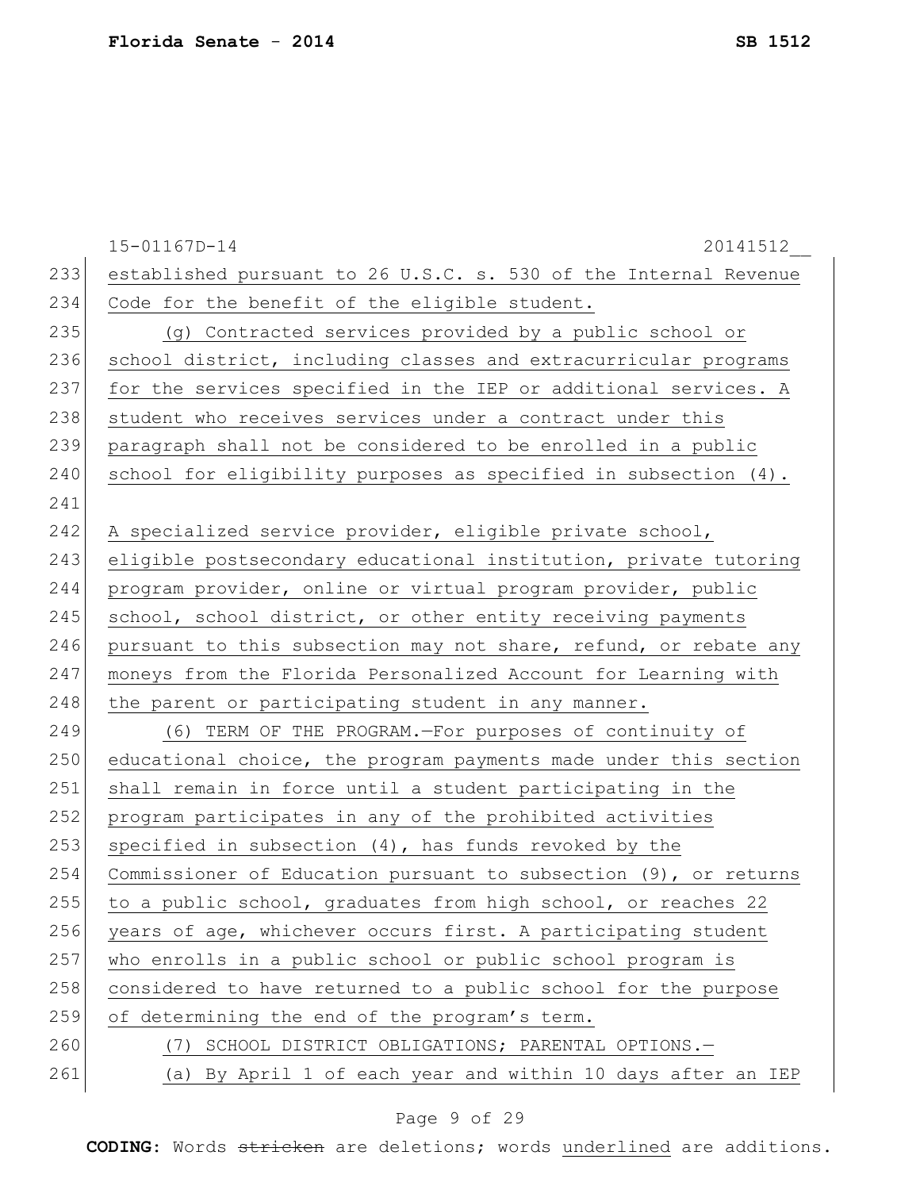established pursuant to 26 U.S.C. s. 530 of the Internal Revenue Code for the benefit of the eligible student.

(g) Contracted services provided by a public school or school district, including classes and extracurricular programs for the services specified in the IEP or additional services. A student who receives services under a contract under this paragraph shall not be considered to be enrolled in a public school for eligibility purposes as specified in subsection (4).

A specialized service provider, eligible private school, eligible postsecondary educational institution, private tutoring program provider, online or virtual program provider, public school, school district, or other entity receiving payments pursuant to this subsection may not share, refund, or rebate any moneys from the Florida Personalized Account for Learning with the parent or participating student in any manner.

(6) TERM OF THE PROGRAM.—For purposes of continuity of educational choice, the program payments made under this section shall remain in force until a student participating in the program participates in any of the prohibited activities specified in subsection (4), has funds revoked by the Commissioner of Education pursuant to subsection (9), or returns to a public school, graduates from high school, or reaches 22 years of age, whichever occurs first. A participating student who enrolls in a public school or public school program is considered to have returned to a public school for the purpose of determining the end of the program's term.

(7) SCHOOL DISTRICT OBLIGATIONS; PARENTAL OPTIONS.—

(a) By April 1 of each year and within 10 days after an IEP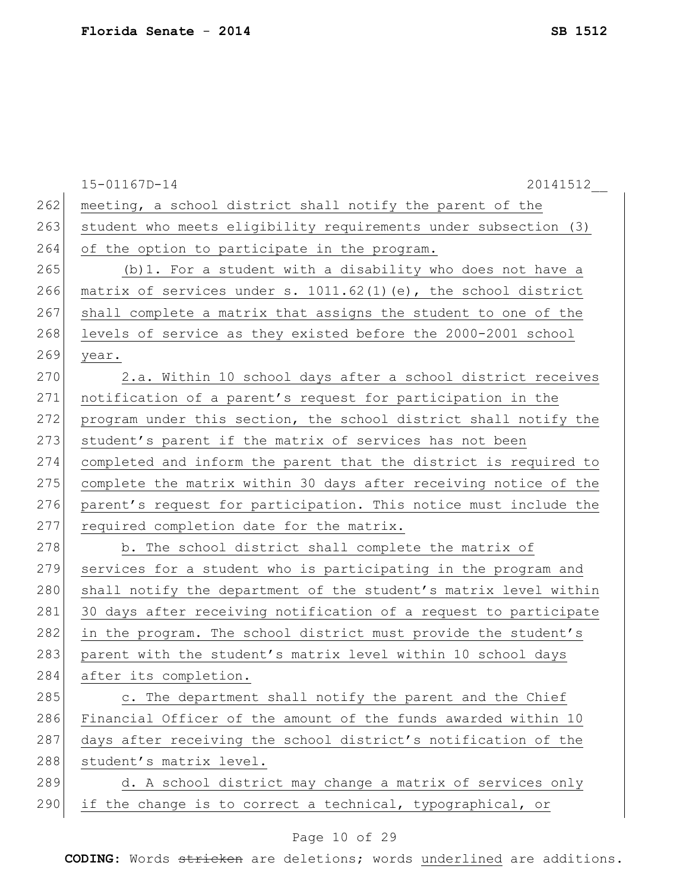meeting, a school district shall notify the parent of the student who meets eligibility requirements under subsection (3) of the option to participate in the program.

(b)1. For a student with a disability who does not have a matrix of services under s. 1011.62(1)(e), the school district shall complete a matrix that assigns the student to one of the levels of service as they existed before the 2000-2001 school year.

2.a. Within 10 school days after a school district receives notification of a parent's request for participation in the program under this section, the school district shall notify the student's parent if the matrix of services has not been completed and inform the parent that the district is required to complete the matrix within 30 days after receiving notice of the parent's request for participation. This notice must include the required completion date for the matrix.

b. The school district shall complete the matrix of services for a student who is participating in the program and shall notify the department of the student's matrix level within 30 days after receiving notification of a request to participate in the program. The school district must provide the student's parent with the student's matrix level within 10 school days after its completion.

c. The department shall notify the parent and the Chief Financial Officer of the amount of the funds awarded within 10 days after receiving the school district's notification of the student's matrix level.

d. A school district may change a matrix of services only if the change is to correct a technical, typographical, or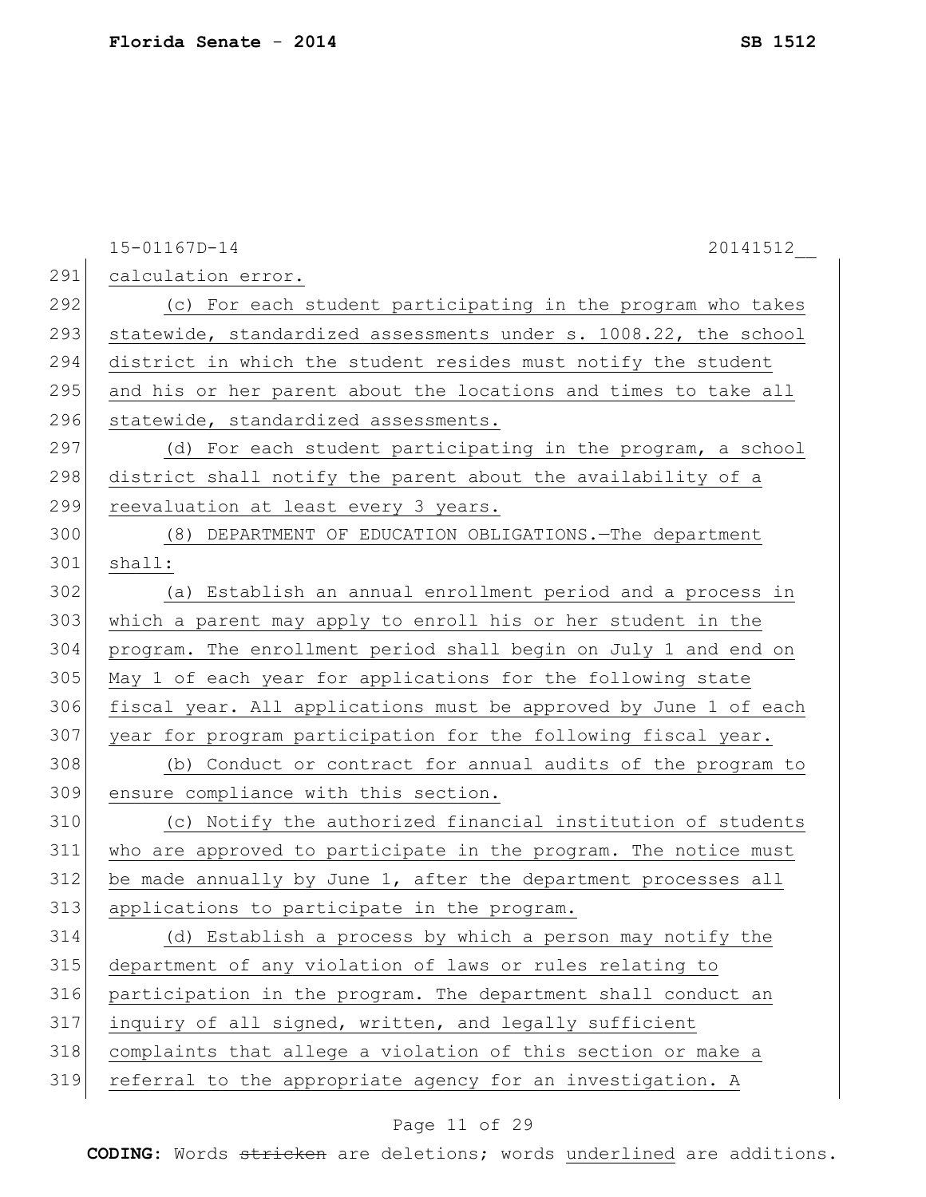calculation error.

(c) For each student participating in the program who takes statewide, standardized assessments under s. 1008.22, the school district in which the student resides must notify the student and his or her parent about the locations and times to take all statewide, standardized assessments.

(d) For each student participating in the program, a school district shall notify the parent about the availability of a reevaluation at least every 3 years.

(8) DEPARTMENT OF EDUCATION OBLIGATIONS.—The department shall:

(a) Establish an annual enrollment period and a process in which a parent may apply to enroll his or her student in the program. The enrollment period shall begin on July 1 and end on May 1 of each year for applications for the following state fiscal year. All applications must be approved by June 1 of each year for program participation for the following fiscal year.

(b) Conduct or contract for annual audits of the program to ensure compliance with this section.

(c) Notify the authorized financial institution of students who are approved to participate in the program. The notice must be made annually by June 1, after the department processes all applications to participate in the program.

(d) Establish a process by which a person may notify the department of any violation of laws or rules relating to participation in the program. The department shall conduct an inquiry of all signed, written, and legally sufficient complaints that allege a violation of this section or make a referral to the appropriate agency for an investigation. A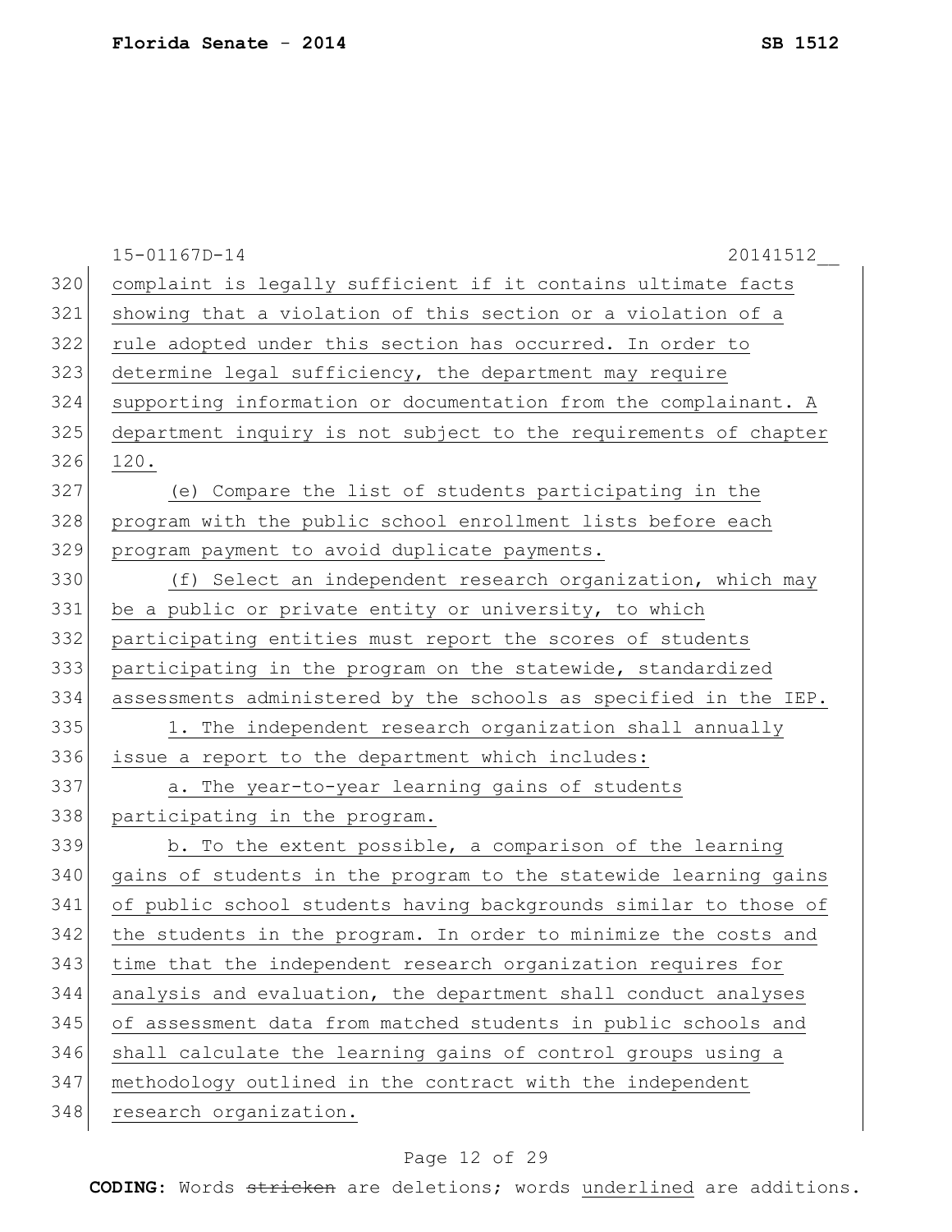complaint is legally sufficient if it contains ultimate facts showing that a violation of this section or a violation of a rule adopted under this section has occurred. In order to determine legal sufficiency, the department may require supporting information or documentation from the complainant. A department inquiry is not subject to the requirements of chapter 120.

(e) Compare the list of students participating in the program with the public school enrollment lists before each program payment to avoid duplicate payments.

(f) Select an independent research organization, which may be a public or private entity or university, to which participating entities must report the scores of students participating in the program on the statewide, standardized assessments administered by the schools as specified in the IEP.

1. The independent research organization shall annually issue a report to the department which includes:

a. The year-to-year learning gains of students participating in the program.

b. To the extent possible, a comparison of the learning gains of students in the program to the statewide learning gains of public school students having backgrounds similar to those of the students in the program. In order to minimize the costs and time that the independent research organization requires for analysis and evaluation, the department shall conduct analyses of assessment data from matched students in public schools and shall calculate the learning gains of control groups using a methodology outlined in the contract with the independent research organization.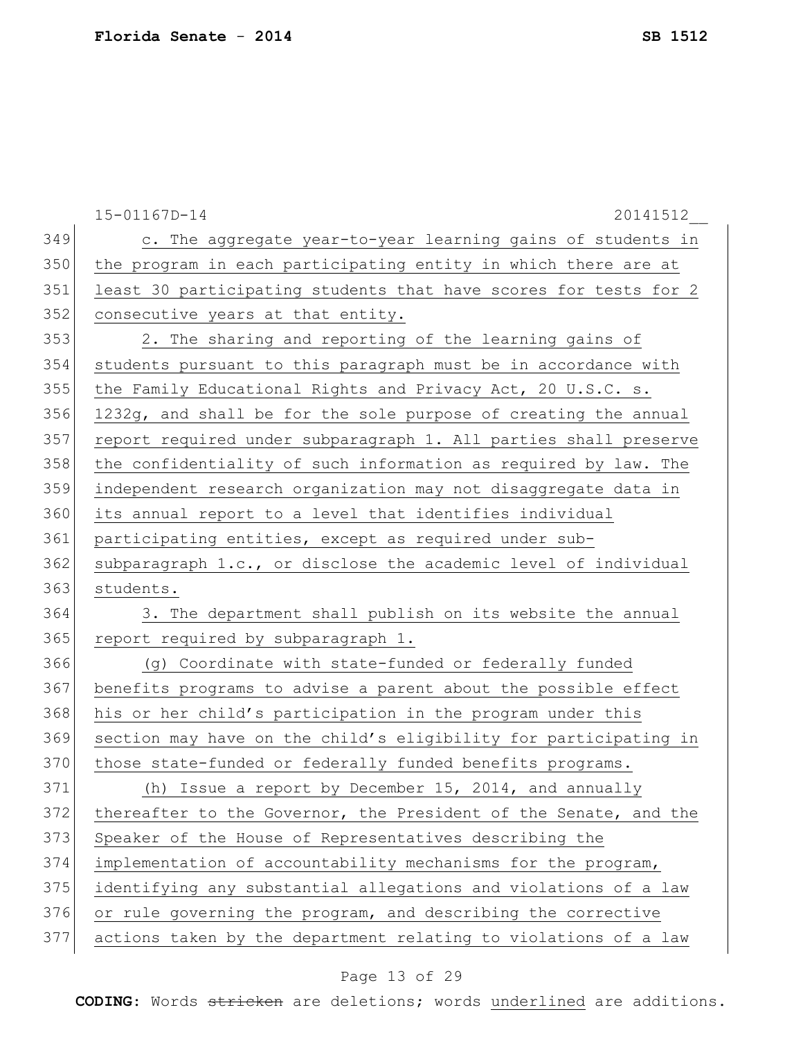c. The aggregate year-to-year learning gains of students in the program in each participating entity in which there are at least 30 participating students that have scores for tests for 2 consecutive years at that entity.

2. The sharing and reporting of the learning gains of students pursuant to this paragraph must be in accordance with the Family Educational Rights and Privacy Act, 20 U.S.C. s. 1232g, and shall be for the sole purpose of creating the annual report required under subparagraph 1. All parties shall preserve the confidentiality of such information as required by law. The independent research organization may not disaggregate data in its annual report to a level that identifies individual participating entities, except as required under sub-subparagraph 1.c., or disclose the academic level of individual students.

3. The department shall publish on its website the annual report required by subparagraph 1.

(g) Coordinate with state-funded or federally funded benefits programs to advise a parent about the possible effect his or her child's participation in the program under this section may have on the child's eligibility for participating in those state-funded or federally funded benefits programs.

(h) Issue a report by December 15, 2014, and annually thereafter to the Governor, the President of the Senate, and the Speaker of the House of Representatives describing the implementation of accountability mechanisms for the program, identifying any substantial allegations and violations of a law or rule governing the program, and describing the corrective actions taken by the department relating to violations of a law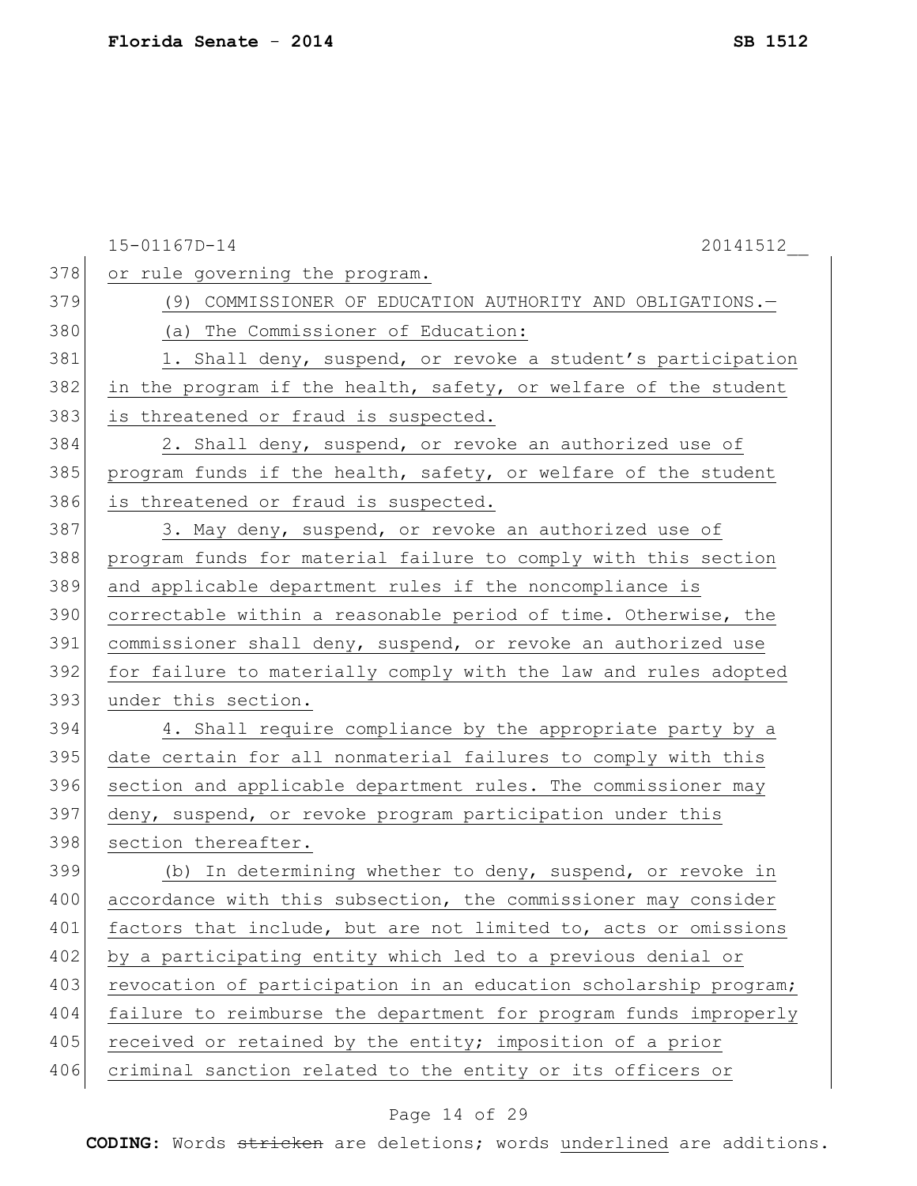or rule governing the program.

(9) COMMISSIONER OF EDUCATION AUTHORITY AND OBLIGATIONS.—

(a) The Commissioner of Education:

1. Shall deny, suspend, or revoke a student's participation in the program if the health, safety, or welfare of the student is threatened or fraud is suspected.

2. Shall deny, suspend, or revoke an authorized use of program funds if the health, safety, or welfare of the student is threatened or fraud is suspected.

3. May deny, suspend, or revoke an authorized use of program funds for material failure to comply with this section and applicable department rules if the noncompliance is correctable within a reasonable period of time. Otherwise, the commissioner shall deny, suspend, or revoke an authorized use for failure to materially comply with the law and rules adopted under this section.

4. Shall require compliance by the appropriate party by a date certain for all nonmaterial failures to comply with this section and applicable department rules. The commissioner may deny, suspend, or revoke program participation under this section thereafter.

(b) In determining whether to deny, suspend, or revoke in accordance with this subsection, the commissioner may consider factors that include, but are not limited to, acts or omissions by a participating entity which led to a previous denial or revocation of participation in an education scholarship program; failure to reimburse the department for program funds improperly received or retained by the entity; imposition of a prior criminal sanction related to the entity or its officers or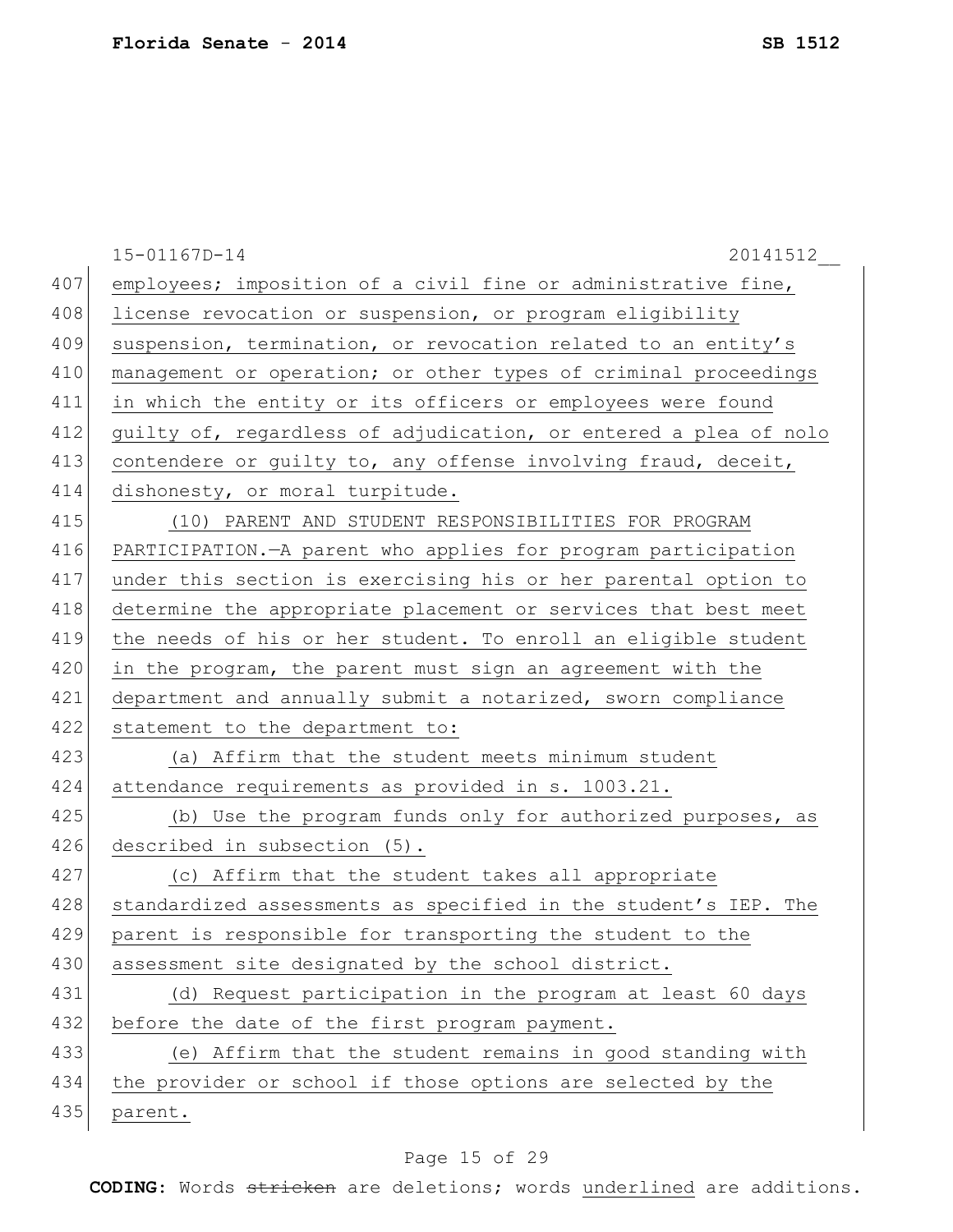employees; imposition of a civil fine or administrative fine, license revocation or suspension, or program eligibility suspension, termination, or revocation related to an entity's management or operation; or other types of criminal proceedings in which the entity or its officers or employees were found guilty of, regardless of adjudication, or entered a plea of nolo contendere or guilty to, any offense involving fraud, deceit, dishonesty, or moral turpitude.

(10) PARENT AND STUDENT RESPONSIBILITIES FOR PROGRAM PARTICIPATION.—A parent who applies for program participation under this section is exercising his or her parental option to determine the appropriate placement or services that best meet the needs of his or her student. To enroll an eligible student in the program, the parent must sign an agreement with the department and annually submit a notarized, sworn compliance statement to the department to:

(a) Affirm that the student meets minimum student attendance requirements as provided in s. 1003.21.

(b) Use the program funds only for authorized purposes, as described in subsection (5).

(c) Affirm that the student takes all appropriate standardized assessments as specified in the student's IEP. The parent is responsible for transporting the student to the assessment site designated by the school district.

(d) Request participation in the program at least 60 days before the date of the first program payment.

(e) Affirm that the student remains in good standing with the provider or school if those options are selected by the parent.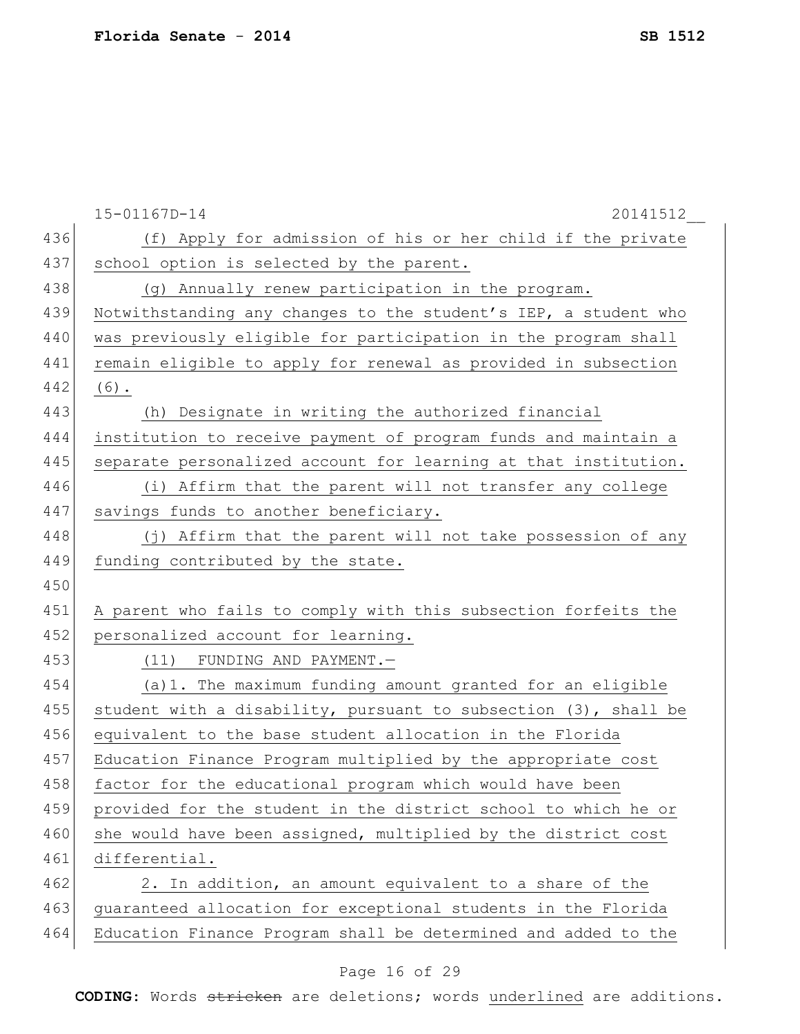(f) Apply for admission of his or her child if the private school option is selected by the parent.

(g) Annually renew participation in the program. Notwithstanding any changes to the student's IEP, a student who was previously eligible for participation in the program shall remain eligible to apply for renewal as provided in subsection (6).

(h) Designate in writing the authorized financial institution to receive payment of program funds and maintain a separate personalized account for learning at that institution.

(i) Affirm that the parent will not transfer any college savings funds to another beneficiary.

(j) Affirm that the parent will not take possession of any funding contributed by the state.

A parent who fails to comply with this subsection forfeits the personalized account for learning.

(11) FUNDING AND PAYMENT.—

(a)1. The maximum funding amount granted for an eligible student with a disability, pursuant to subsection (3), shall be equivalent to the base student allocation in the Florida Education Finance Program multiplied by the appropriate cost factor for the educational program which would have been provided for the student in the district school to which he or she would have been assigned, multiplied by the district cost differential.

2. In addition, an amount equivalent to a share of the guaranteed allocation for exceptional students in the Florida Education Finance Program shall be determined and added to the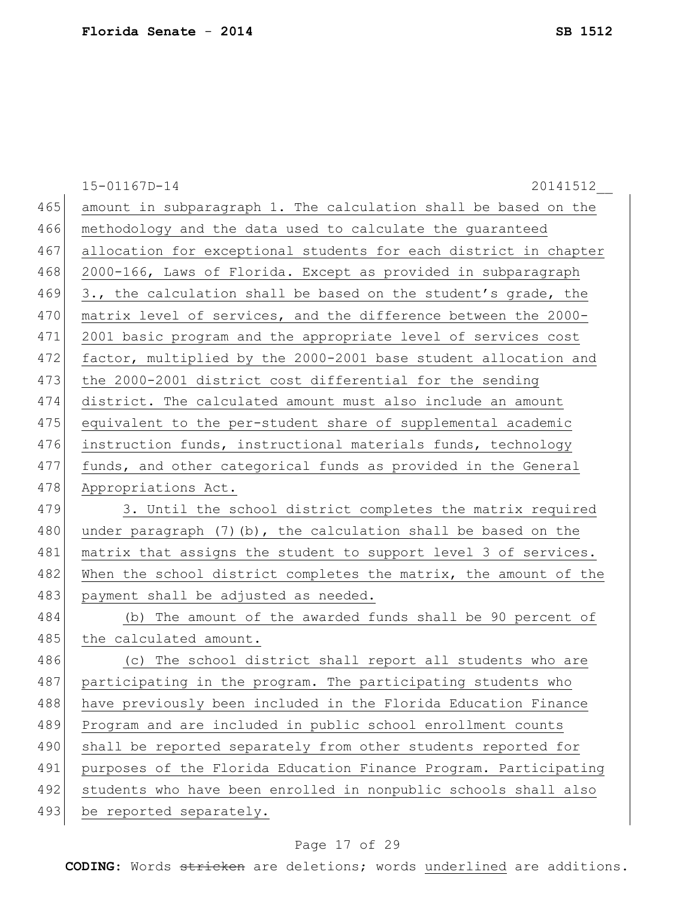amount in subparagraph 1. The calculation shall be based on the methodology and the data used to calculate the guaranteed allocation for exceptional students for each district in chapter 2000-166, Laws of Florida. Except as provided in subparagraph 3., the calculation shall be based on the student's grade, the matrix level of services, and the difference between the 2000-2001 basic program and the appropriate level of services cost factor, multiplied by the 2000-2001 base student allocation and the 2000-2001 district cost differential for the sending district. The calculated amount must also include an amount equivalent to the per-student share of supplemental academic instruction funds, instructional materials funds, technology funds, and other categorical funds as provided in the General Appropriations Act.

3. Until the school district completes the matrix required under paragraph (7)(b), the calculation shall be based on the matrix that assigns the student to support level 3 of services. When the school district completes the matrix, the amount of the payment shall be adjusted as needed.

(b) The amount of the awarded funds shall be 90 percent of the calculated amount.

(c) The school district shall report all students who are participating in the program. The participating students who have previously been included in the Florida Education Finance Program and are included in public school enrollment counts shall be reported separately from other students reported for purposes of the Florida Education Finance Program. Participating students who have been enrolled in nonpublic schools shall also be reported separately.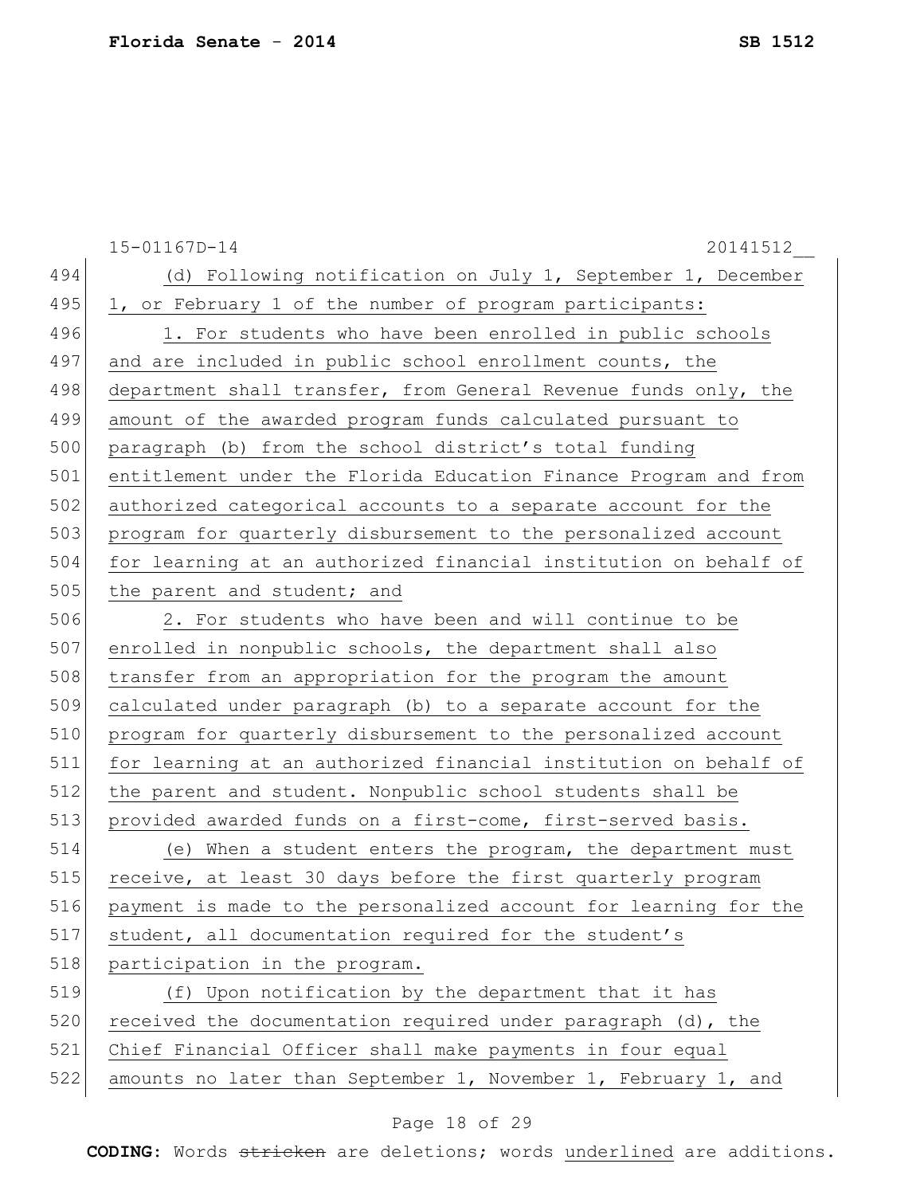(d) Following notification on July 1, September 1, December 1, or February 1 of the number of program participants:

1. For students who have been enrolled in public schools and are included in public school enrollment counts, the department shall transfer, from General Revenue funds only, the amount of the awarded program funds calculated pursuant to paragraph (b) from the school district's total funding entitlement under the Florida Education Finance Program and from authorized categorical accounts to a separate account for the program for quarterly disbursement to the personalized account for learning at an authorized financial institution on behalf of the parent and student; and

2. For students who have been and will continue to be enrolled in nonpublic schools, the department shall also transfer from an appropriation for the program the amount calculated under paragraph (b) to a separate account for the program for quarterly disbursement to the personalized account for learning at an authorized financial institution on behalf of the parent and student. Nonpublic school students shall be provided awarded funds on a first-come, first-served basis.

(e) When a student enters the program, the department must receive, at least 30 days before the first quarterly program payment is made to the personalized account for learning for the student, all documentation required for the student's participation in the program.

(f) Upon notification by the department that it has received the documentation required under paragraph (d), the Chief Financial Officer shall make payments in four equal amounts no later than September 1, November 1, February 1, and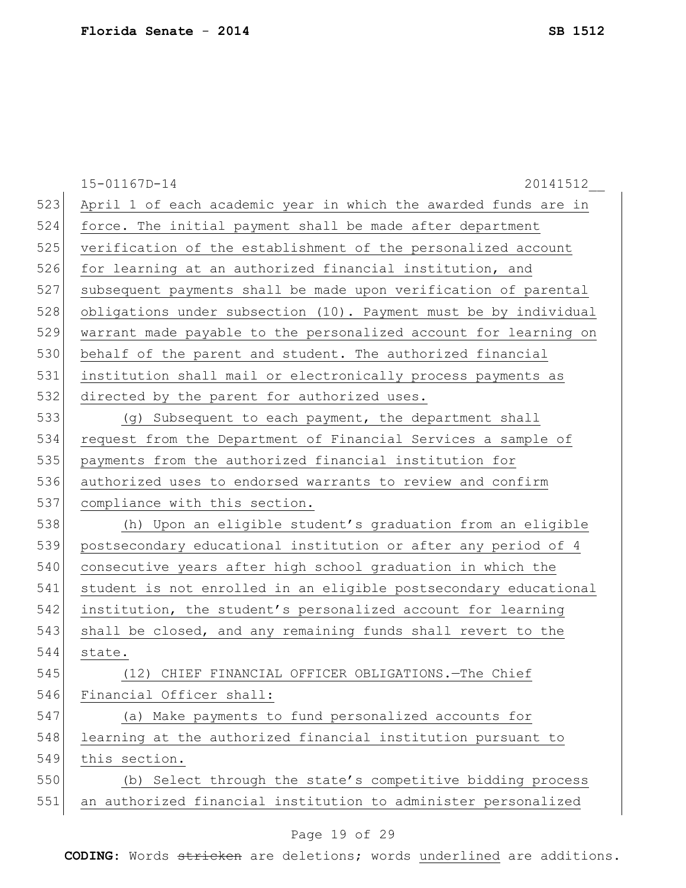April 1 of each academic year in which the awarded funds are in force. The initial payment shall be made after department verification of the establishment of the personalized account for learning at an authorized financial institution, and subsequent payments shall be made upon verification of parental obligations under subsection (10). Payment must be by individual warrant made payable to the personalized account for learning on behalf of the parent and student. The authorized financial institution shall mail or electronically process payments as directed by the parent for authorized uses.

(g) Subsequent to each payment, the department shall request from the Department of Financial Services a sample of payments from the authorized financial institution for authorized uses to endorsed warrants to review and confirm compliance with this section.

(h) Upon an eligible student's graduation from an eligible postsecondary educational institution or after any period of 4 consecutive years after high school graduation in which the student is not enrolled in an eligible postsecondary educational institution, the student's personalized account for learning shall be closed, and any remaining funds shall revert to the state.

(12) CHIEF FINANCIAL OFFICER OBLIGATIONS.—The Chief Financial Officer shall:

(a) Make payments to fund personalized accounts for learning at the authorized financial institution pursuant to this section.

(b) Select through the state's competitive bidding process an authorized financial institution to administer personalized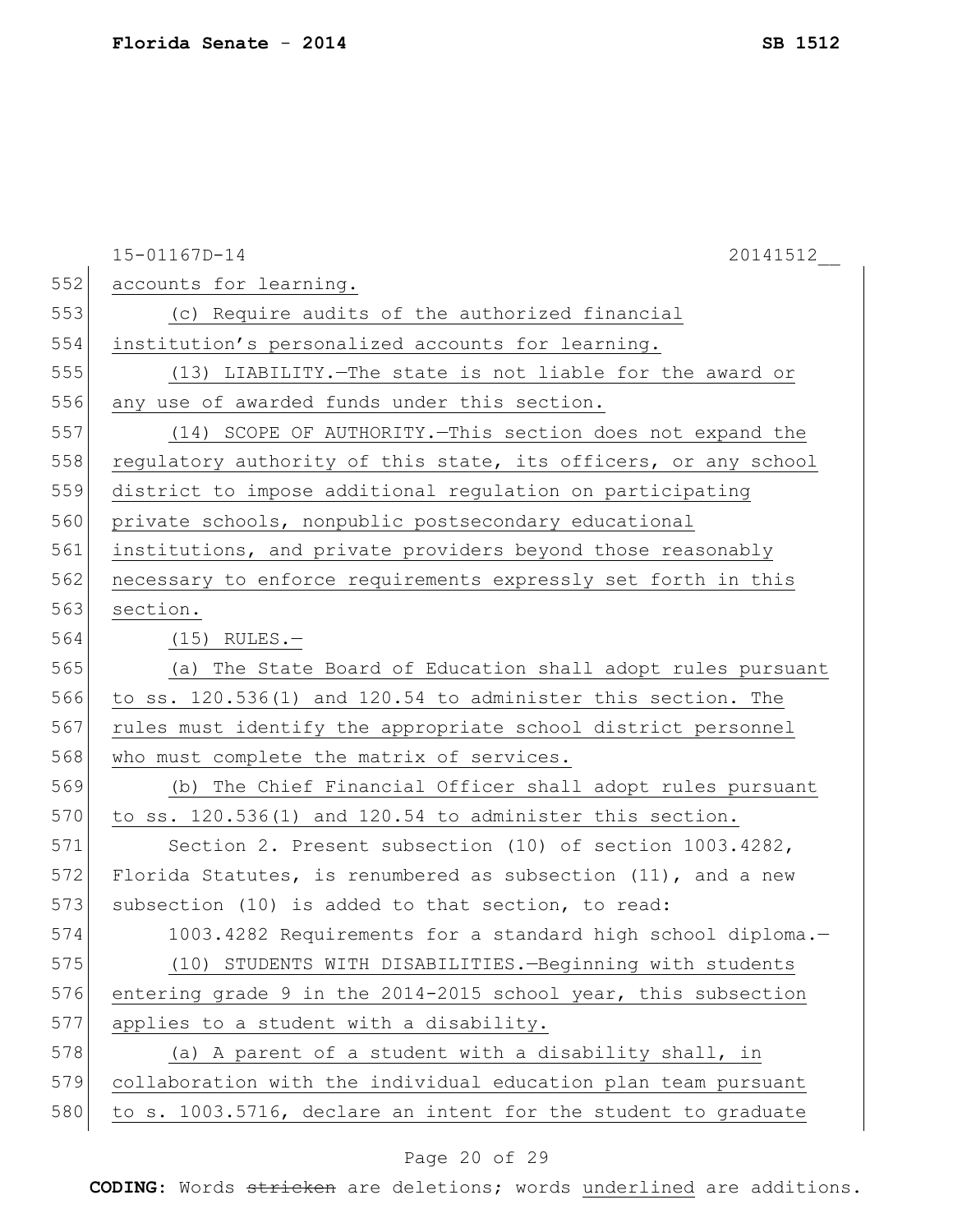accounts for learning.

(c) Require audits of the authorized financial institution's personalized accounts for learning.

(13) LIABILITY.—The state is not liable for the award or any use of awarded funds under this section.

(14) SCOPE OF AUTHORITY.—This section does not expand the regulatory authority of this state, its officers, or any school district to impose additional regulation on participating private schools, nonpublic postsecondary educational institutions, and private providers beyond those reasonably necessary to enforce requirements expressly set forth in this section.

(15) RULES.—

(a) The State Board of Education shall adopt rules pursuant to ss. 120.536(1) and 120.54 to administer this section. The rules must identify the appropriate school district personnel who must complete the matrix of services.

(b) The Chief Financial Officer shall adopt rules pursuant to ss. 120.536(1) and 120.54 to administer this section.

Section 2. Present subsection (10) of section 1003.4282, Florida Statutes, is renumbered as subsection (11), and a new subsection (10) is added to that section, to read:

1003.4282 Requirements for a standard high school diploma.—

(10) STUDENTS WITH DISABILITIES.—Beginning with students entering grade 9 in the 2014-2015 school year, this subsection applies to a student with a disability.

(a) A parent of a student with a disability shall, in collaboration with the individual education plan team pursuant to s. 1003.5716, declare an intent for the student to graduate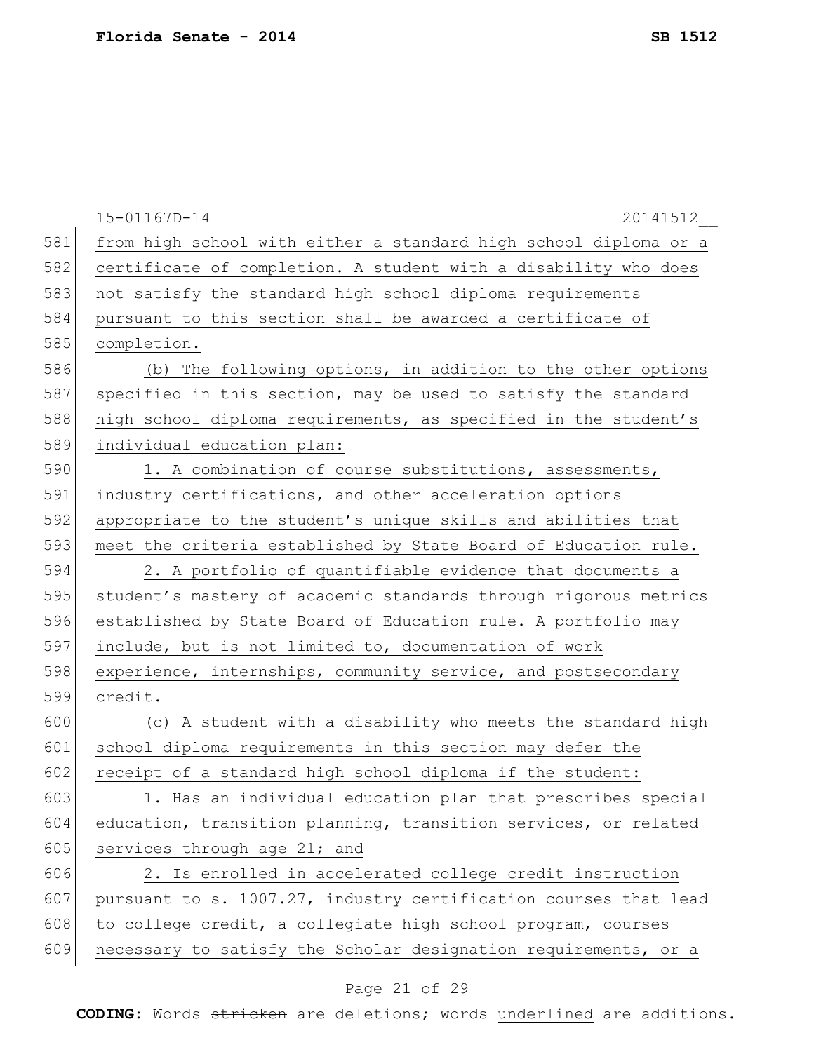from high school with either a standard high school diploma or a certificate of completion. A student with a disability who does not satisfy the standard high school diploma requirements pursuant to this section shall be awarded a certificate of completion.

(b) The following options, in addition to the other options specified in this section, may be used to satisfy the standard high school diploma requirements, as specified in the student's individual education plan:

1. A combination of course substitutions, assessments, industry certifications, and other acceleration options appropriate to the student's unique skills and abilities that meet the criteria established by State Board of Education rule.

2. A portfolio of quantifiable evidence that documents a student's mastery of academic standards through rigorous metrics established by State Board of Education rule. A portfolio may include, but is not limited to, documentation of work experience, internships, community service, and postsecondary credit.

(c) A student with a disability who meets the standard high school diploma requirements in this section may defer the receipt of a standard high school diploma if the student:

1. Has an individual education plan that prescribes special education, transition planning, transition services, or related services through age 21; and

2. Is enrolled in accelerated college credit instruction pursuant to s. 1007.27, industry certification courses that lead to college credit, a collegiate high school program, courses necessary to satisfy the Scholar designation requirements, or a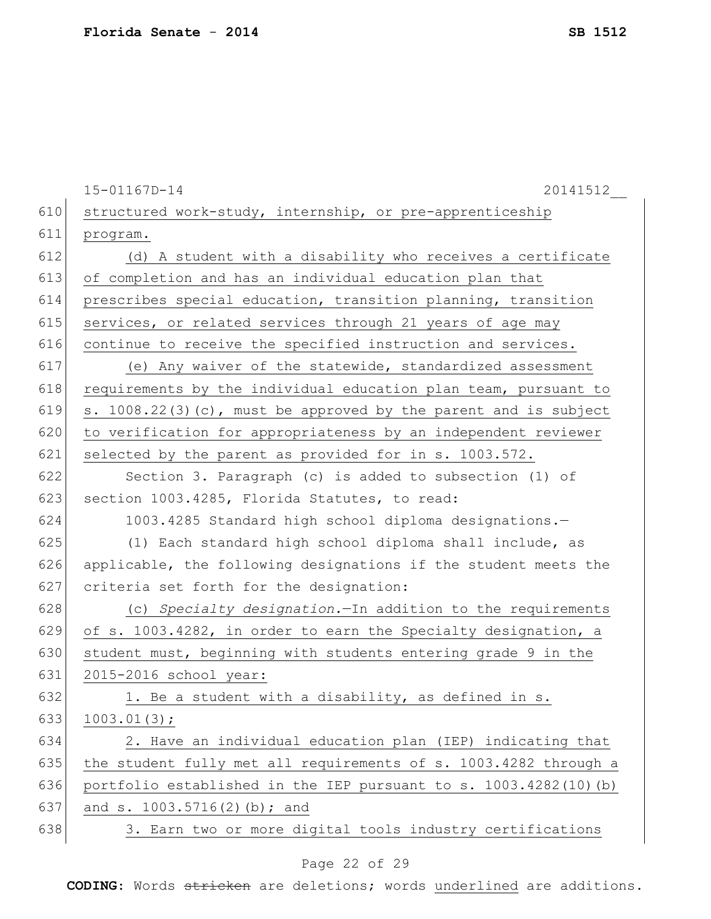structured work-study, internship, or pre-apprenticeship program.

(d) A student with a disability who receives a certificate of completion and has an individual education plan that prescribes special education, transition planning, transition services, or related services through 21 years of age may continue to receive the specified instruction and services.

(e) Any waiver of the statewide, standardized assessment requirements by the individual education plan team, pursuant to s. 1008.22(3)(c), must be approved by the parent and is subject to verification for appropriateness by an independent reviewer selected by the parent as provided for in s. 1003.572.

Section 3. Paragraph (c) is added to subsection (1) of section 1003.4285, Florida Statutes, to read:

1003.4285 Standard high school diploma designations.—

(1) Each standard high school diploma shall include, as applicable, the following designations if the student meets the criteria set forth for the designation:

(c) *Specialty designation.*—In addition to the requirements of s. 1003.4282, in order to earn the Specialty designation, a student must, beginning with students entering grade 9 in the 2015-2016 school year:

1. Be a student with a disability, as defined in s. 1003.01(3);

2. Have an individual education plan (IEP) indicating that the student fully met all requirements of s. 1003.4282 through a portfolio established in the IEP pursuant to s. 1003.4282(10)(b) and s. 1003.5716(2)(b); and

3. Earn two or more digital tools industry certifications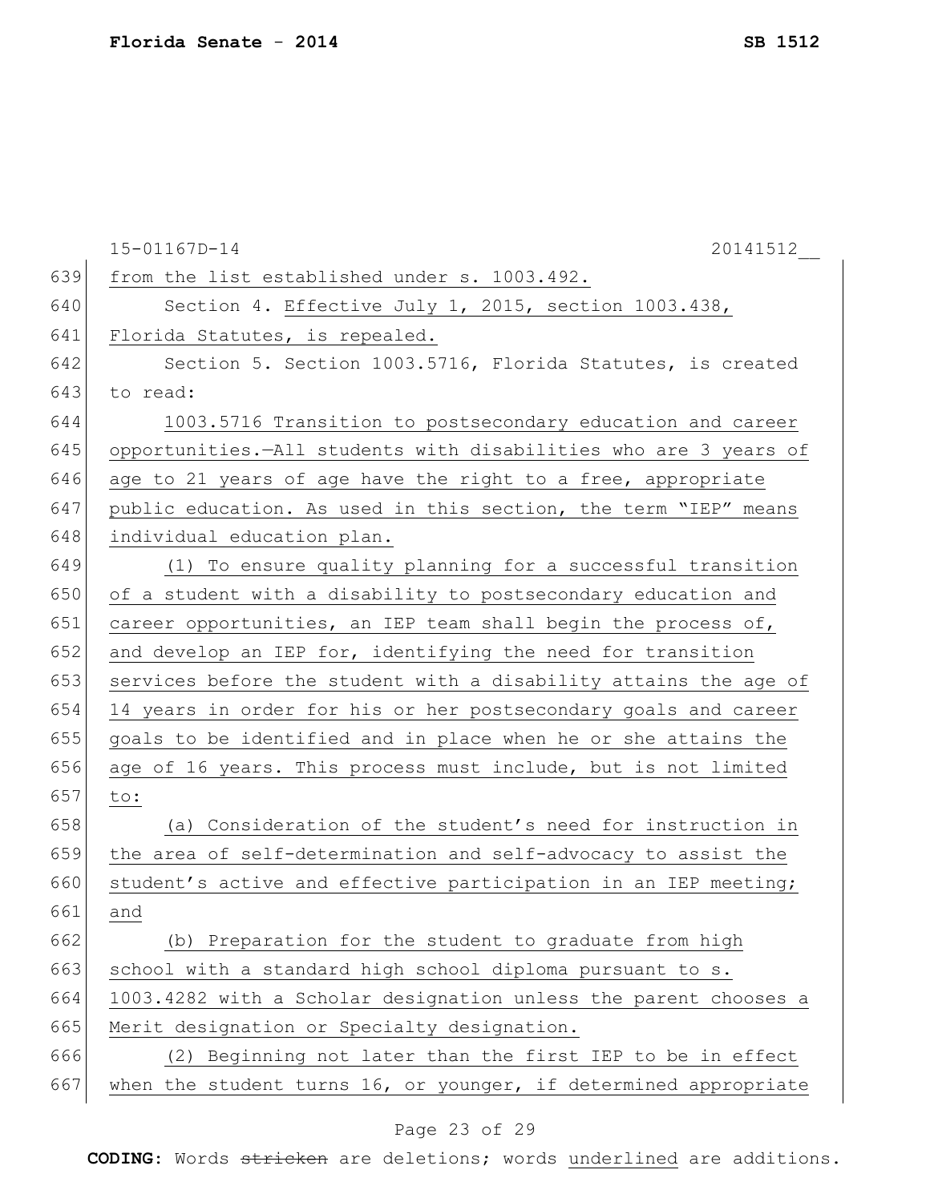15-01167D-14 20141512__

639 from the list established under s. 1003.492.

640 Section 4. Effective July 1, 2015, section 1003.438,
641 Florida Statutes, is repealed.

642 Section 5. Section 1003.5716, Florida Statutes, is created
643 to read:

644 1003.5716 Transition to postsecondary education and career
645 opportunities.—All students with disabilities who are 3 years of
646 age to 21 years of age have the right to a free, appropriate
647 public education. As used in this section, the term "IEP" means
648 individual education plan.

649 (1) To ensure quality planning for a successful transition
650 of a student with a disability to postsecondary education and
651 career opportunities, an IEP team shall begin the process of,
652 and develop an IEP for, identifying the need for transition
653 services before the student with a disability attains the age of
654 14 years in order for his or her postsecondary goals and career
655 goals to be identified and in place when he or she attains the
656 age of 16 years. This process must include, but is not limited
657 to:

658 (a) Consideration of the student's need for instruction in
659 the area of self-determination and self-advocacy to assist the
660 student's active and effective participation in an IEP meeting;
661 and

662 (b) Preparation for the student to graduate from high
663 school with a standard high school diploma pursuant to s.
664 1003.4282 with a Scholar designation unless the parent chooses a
665 Merit designation or Specialty designation.

666 (2) Beginning not later than the first IEP to be in effect
667 when the student turns 16, or younger, if determined appropriate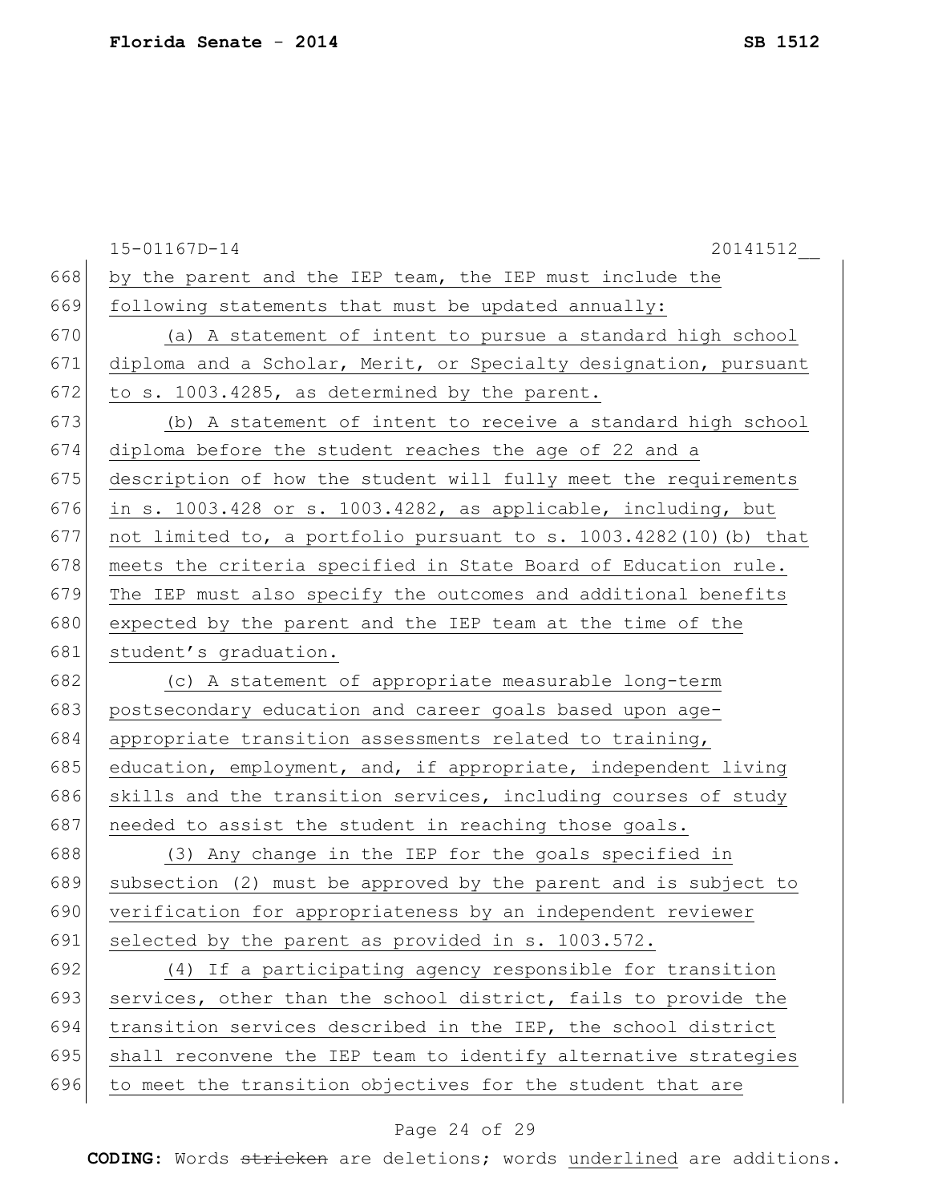by the parent and the IEP team, the IEP must include the following statements that must be updated annually:

(a) A statement of intent to pursue a standard high school diploma and a Scholar, Merit, or Specialty designation, pursuant to s. 1003.4285, as determined by the parent.

(b) A statement of intent to receive a standard high school diploma before the student reaches the age of 22 and a description of how the student will fully meet the requirements in s. 1003.428 or s. 1003.4282, as applicable, including, but not limited to, a portfolio pursuant to s. 1003.4282(10)(b) that meets the criteria specified in State Board of Education rule. The IEP must also specify the outcomes and additional benefits expected by the parent and the IEP team at the time of the student's graduation.

(c) A statement of appropriate measurable long-term postsecondary education and career goals based upon age-appropriate transition assessments related to training, education, employment, and, if appropriate, independent living skills and the transition services, including courses of study needed to assist the student in reaching those goals.

(3) Any change in the IEP for the goals specified in subsection (2) must be approved by the parent and is subject to verification for appropriateness by an independent reviewer selected by the parent as provided in s. 1003.572.

(4) If a participating agency responsible for transition services, other than the school district, fails to provide the transition services described in the IEP, the school district shall reconvene the IEP team to identify alternative strategies to meet the transition objectives for the student that are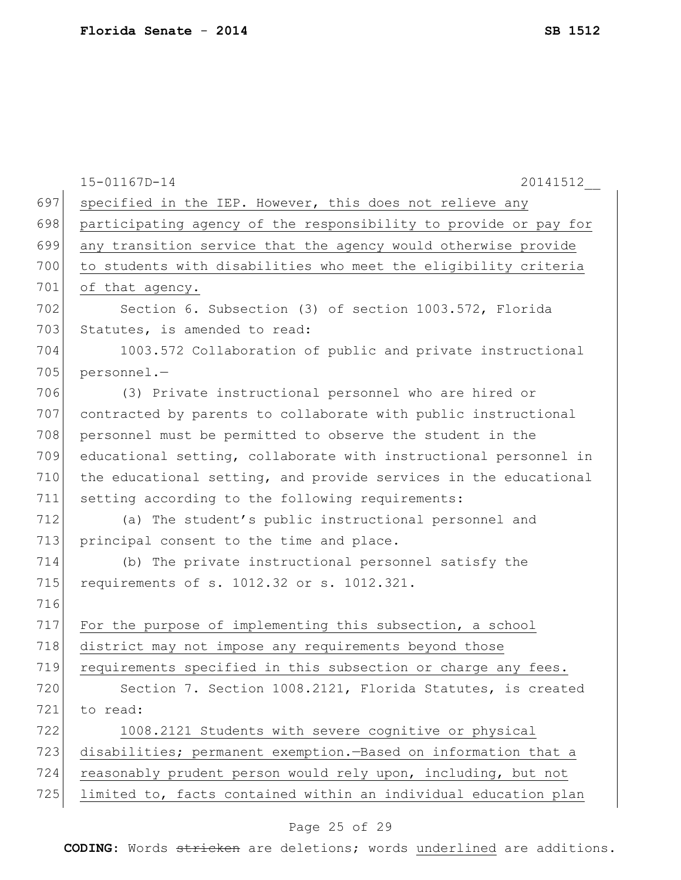specified in the IEP. However, this does not relieve any participating agency of the responsibility to provide or pay for any transition service that the agency would otherwise provide to students with disabilities who meet the eligibility criteria of that agency.

Section 6. Subsection (3) of section 1003.572, Florida Statutes, is amended to read:

1003.572 Collaboration of public and private instructional personnel.—

(3) Private instructional personnel who are hired or contracted by parents to collaborate with public instructional personnel must be permitted to observe the student in the educational setting, collaborate with instructional personnel in the educational setting, and provide services in the educational setting according to the following requirements:

(a) The student's public instructional personnel and principal consent to the time and place.

(b) The private instructional personnel satisfy the requirements of s. 1012.32 or s. 1012.321.

For the purpose of implementing this subsection, a school district may not impose any requirements beyond those requirements specified in this subsection or charge any fees.

Section 7. Section 1008.2121, Florida Statutes, is created to read:

1008.2121 Students with severe cognitive or physical disabilities; permanent exemption.—Based on information that a reasonably prudent person would rely upon, including, but not limited to, facts contained within an individual education plan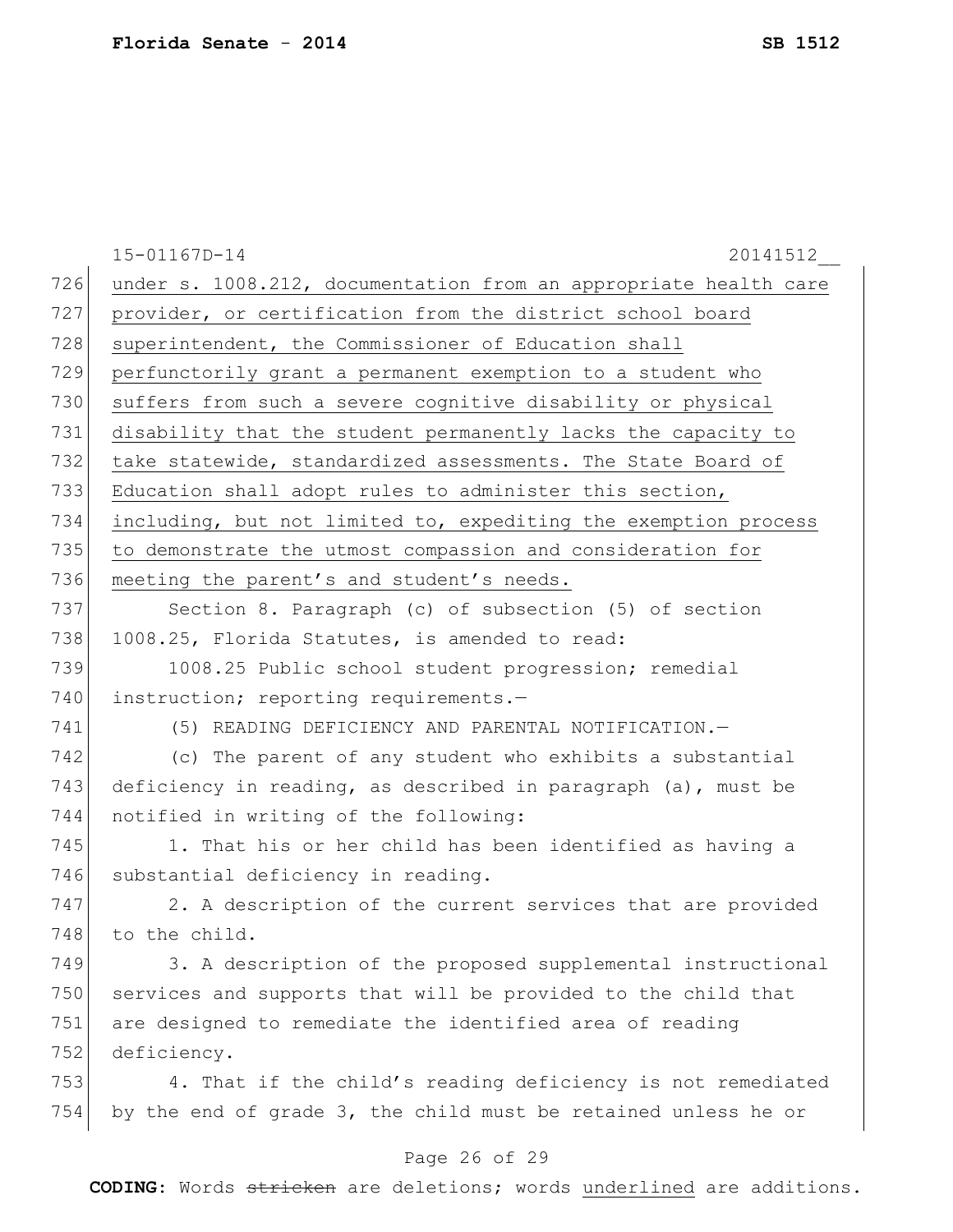under s. 1008.212, documentation from an appropriate health care provider, or certification from the district school board superintendent, the Commissioner of Education shall perfunctorily grant a permanent exemption to a student who suffers from such a severe cognitive disability or physical disability that the student permanently lacks the capacity to take statewide, standardized assessments. The State Board of Education shall adopt rules to administer this section, including, but not limited to, expediting the exemption process to demonstrate the utmost compassion and consideration for meeting the parent's and student's needs.

Section 8. Paragraph (c) of subsection (5) of section 1008.25, Florida Statutes, is amended to read:

1008.25 Public school student progression; remedial instruction; reporting requirements.—

(5) READING DEFICIENCY AND PARENTAL NOTIFICATION.—

(c) The parent of any student who exhibits a substantial deficiency in reading, as described in paragraph (a), must be notified in writing of the following:

1. That his or her child has been identified as having a substantial deficiency in reading.

2. A description of the current services that are provided to the child.

3. A description of the proposed supplemental instructional services and supports that will be provided to the child that are designed to remediate the identified area of reading deficiency.

4. That if the child's reading deficiency is not remediated by the end of grade 3, the child must be retained unless he or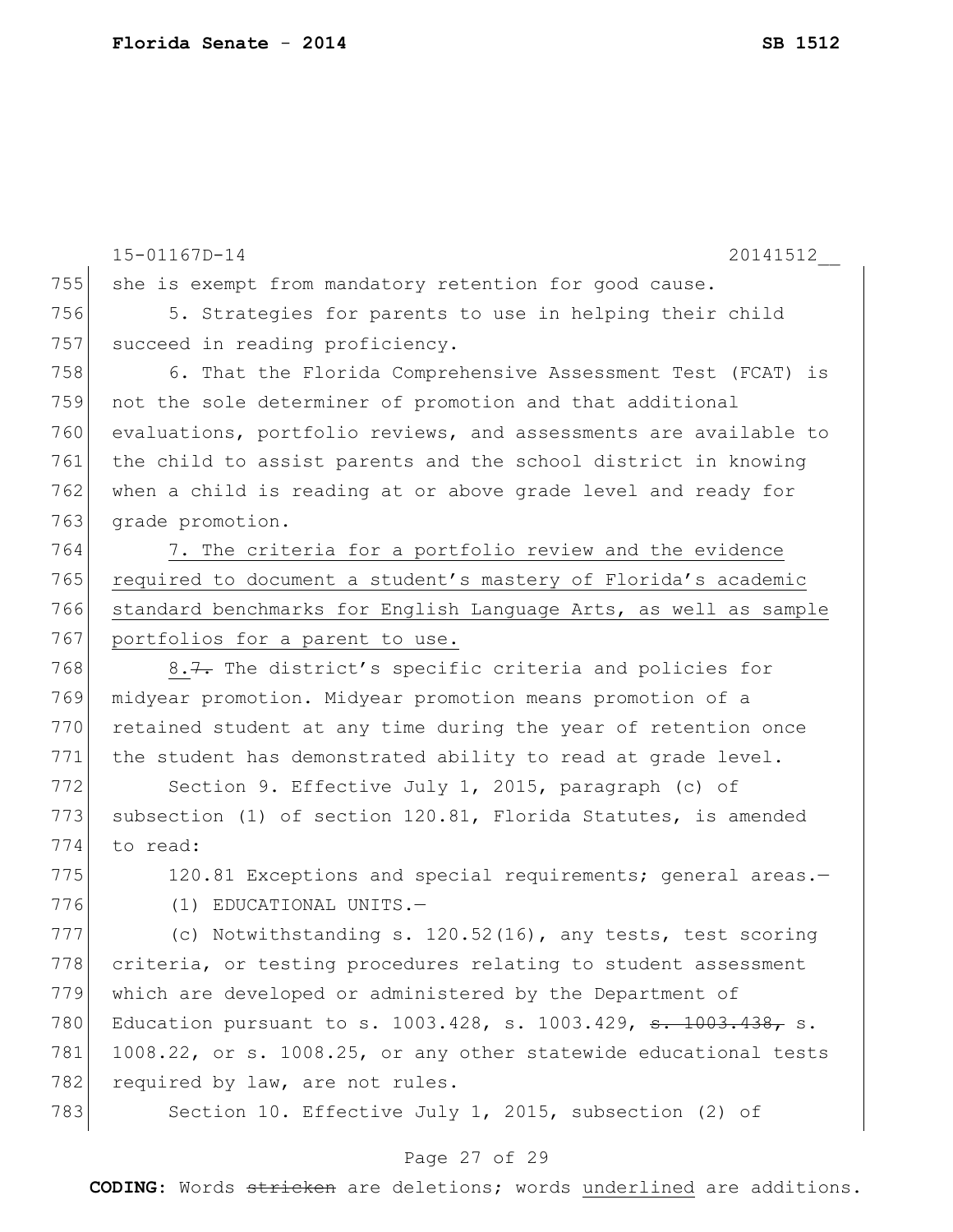she is exempt from mandatory retention for good cause.

5. Strategies for parents to use in helping their child succeed in reading proficiency.

6. That the Florida Comprehensive Assessment Test (FCAT) is not the sole determiner of promotion and that additional evaluations, portfolio reviews, and assessments are available to the child to assist parents and the school district in knowing when a child is reading at or above grade level and ready for grade promotion.

<u>7. The criteria for a portfolio review and the evidence required to document a student's mastery of Florida's academic standard benchmarks for English Language Arts, as well as sample portfolios for a parent to use.</u>

<u>8.</u>~~7.~~ The district's specific criteria and policies for midyear promotion. Midyear promotion means promotion of a retained student at any time during the year of retention once the student has demonstrated ability to read at grade level.

Section 9. Effective July 1, 2015, paragraph (c) of subsection (1) of section 120.81, Florida Statutes, is amended to read:

120.81 Exceptions and special requirements; general areas.—

(1) EDUCATIONAL UNITS.—

(c) Notwithstanding s. 120.52(16), any tests, test scoring criteria, or testing procedures relating to student assessment which are developed or administered by the Department of Education pursuant to s. 1003.428, s. 1003.429, ~~s. 1003.438,~~ s. 1008.22, or s. 1008.25, or any other statewide educational tests required by law, are not rules.

Section 10. Effective July 1, 2015, subsection (2) of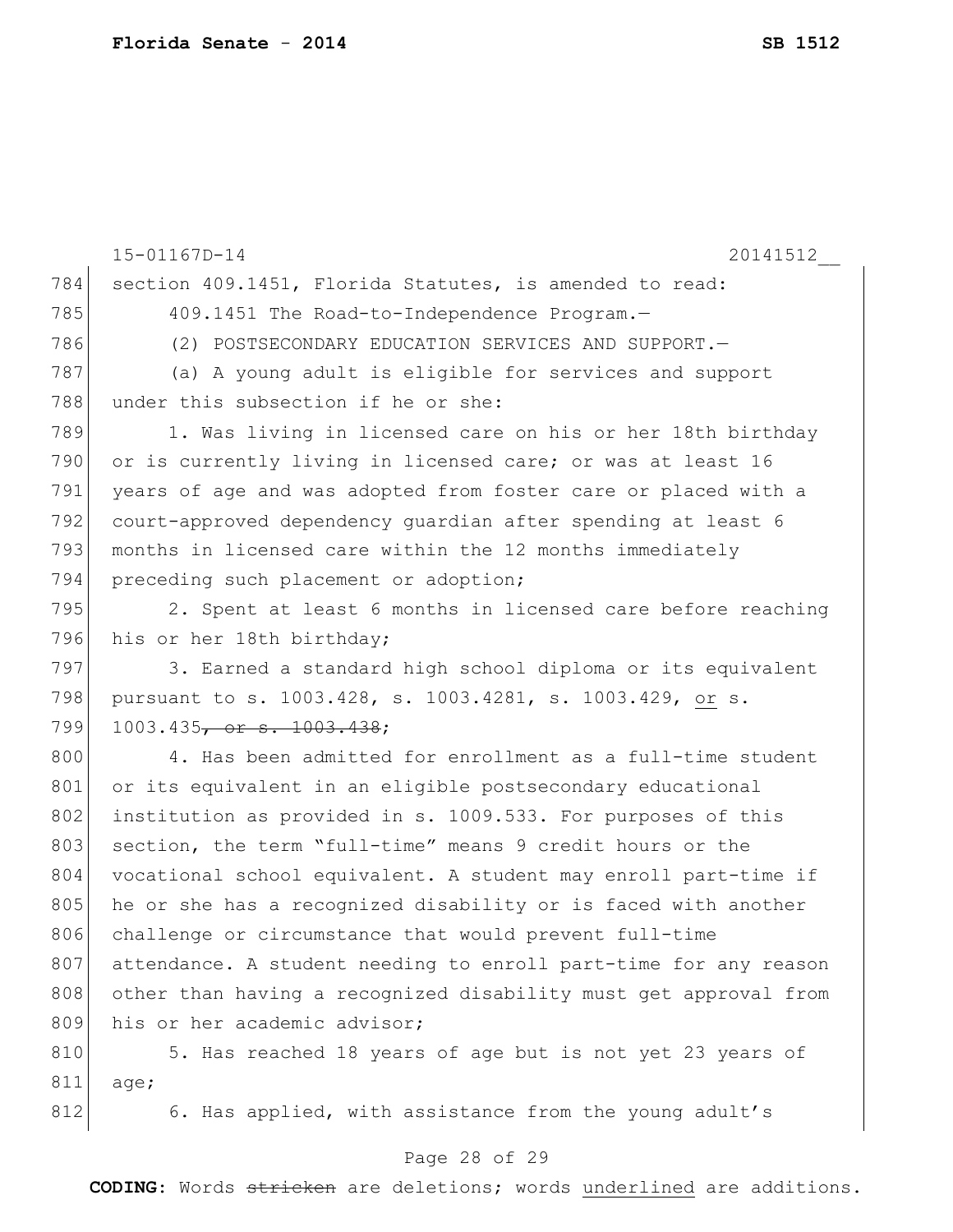section 409.1451, Florida Statutes, is amended to read:

409.1451 The Road-to-Independence Program.—

(2) POSTSECONDARY EDUCATION SERVICES AND SUPPORT.—

(a) A young adult is eligible for services and support under this subsection if he or she:

1. Was living in licensed care on his or her 18th birthday or is currently living in licensed care; or was at least 16 years of age and was adopted from foster care or placed with a court-approved dependency guardian after spending at least 6 months in licensed care within the 12 months immediately preceding such placement or adoption;

2. Spent at least 6 months in licensed care before reaching his or her 18th birthday;

3. Earned a standard high school diploma or its equivalent pursuant to s. 1003.428, s. 1003.4281, s. 1003.429, <u>or</u> s. 1003.435~~, or s. 1003.438~~;

4. Has been admitted for enrollment as a full-time student or its equivalent in an eligible postsecondary educational institution as provided in s. 1009.533. For purposes of this section, the term "full-time" means 9 credit hours or the vocational school equivalent. A student may enroll part-time if he or she has a recognized disability or is faced with another challenge or circumstance that would prevent full-time attendance. A student needing to enroll part-time for any reason other than having a recognized disability must get approval from his or her academic advisor;

5. Has reached 18 years of age but is not yet 23 years of age;

6. Has applied, with assistance from the young adult's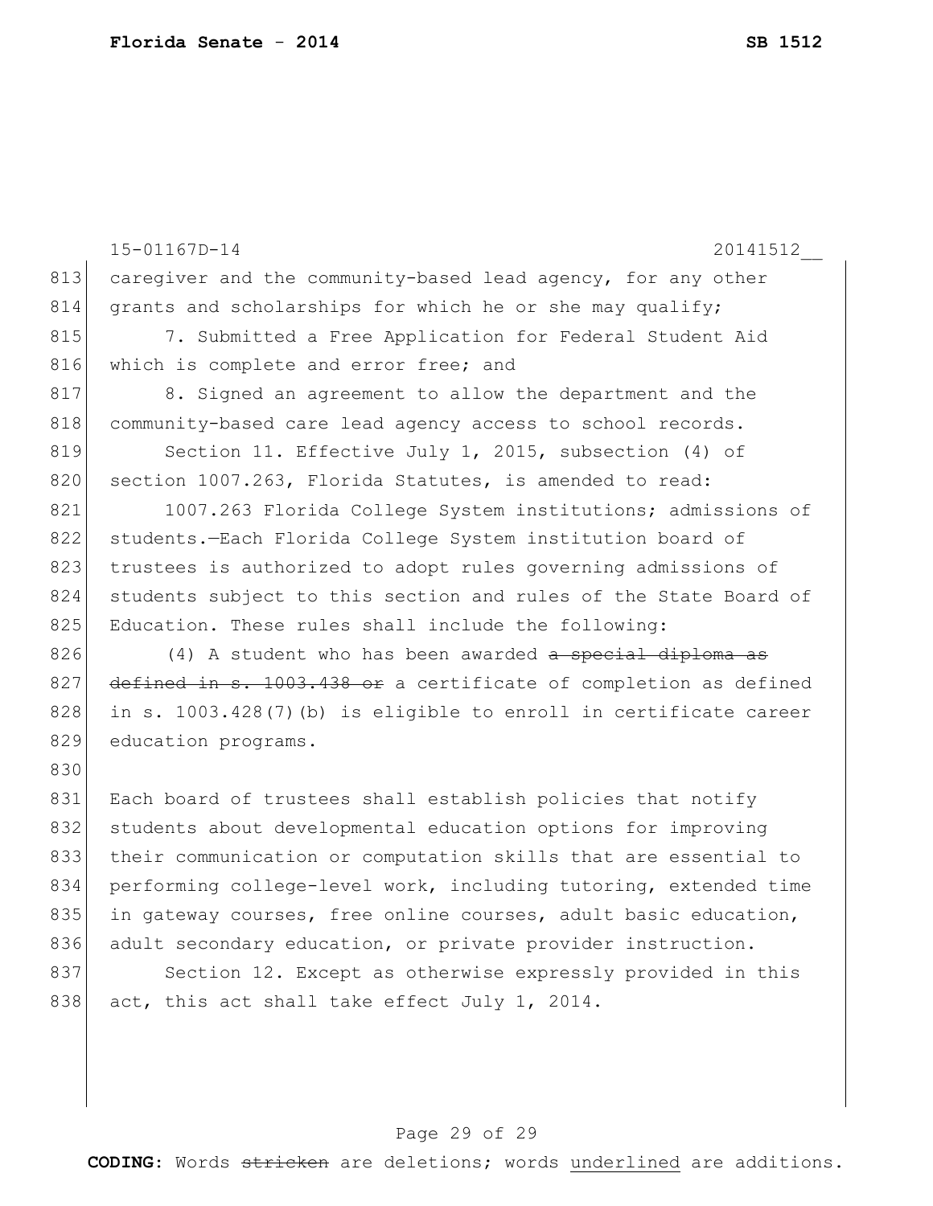caregiver and the community-based lead agency, for any other grants and scholarships for which he or she may qualify;

7. Submitted a Free Application for Federal Student Aid which is complete and error free; and

8. Signed an agreement to allow the department and the community-based care lead agency access to school records.

Section 11. Effective July 1, 2015, subsection (4) of section 1007.263, Florida Statutes, is amended to read:

1007.263 Florida College System institutions; admissions of students.—Each Florida College System institution board of trustees is authorized to adopt rules governing admissions of students subject to this section and rules of the State Board of Education. These rules shall include the following:

(4) A student who has been awarded ~~a special diploma as defined in s. 1003.438 or~~ a certificate of completion as defined in s. 1003.428(7)(b) is eligible to enroll in certificate career education programs.

Each board of trustees shall establish policies that notify students about developmental education options for improving their communication or computation skills that are essential to performing college-level work, including tutoring, extended time in gateway courses, free online courses, adult basic education, adult secondary education, or private provider instruction.

Section 12. Except as otherwise expressly provided in this act, this act shall take effect July 1, 2014.